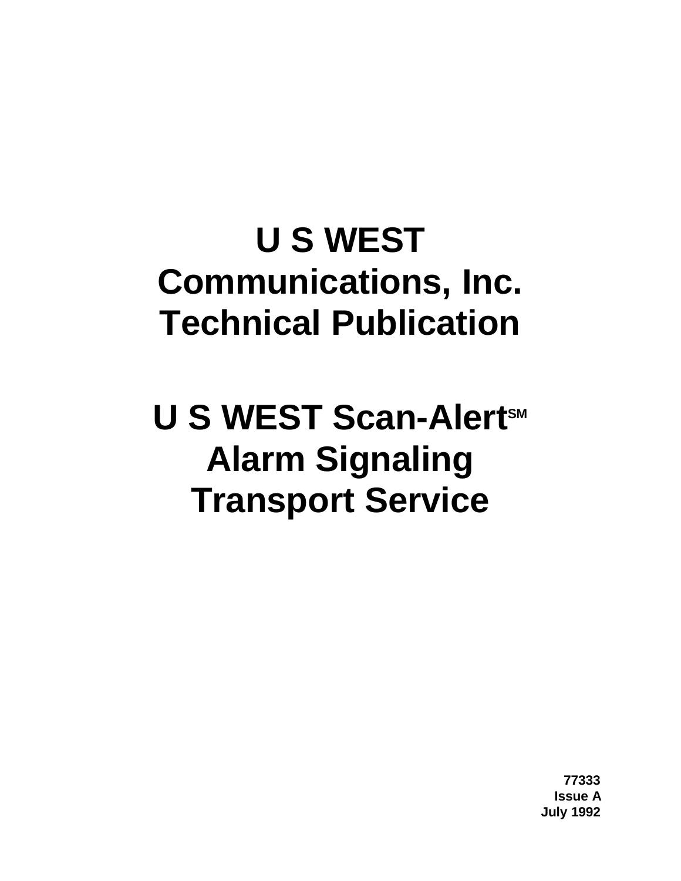# U S WEST Communications, Inc. Technical Publication

# U S WEST Scan-Alert[SM] Alarm Signaling Transport Service

**77333**
**Issue A**
**July 1992**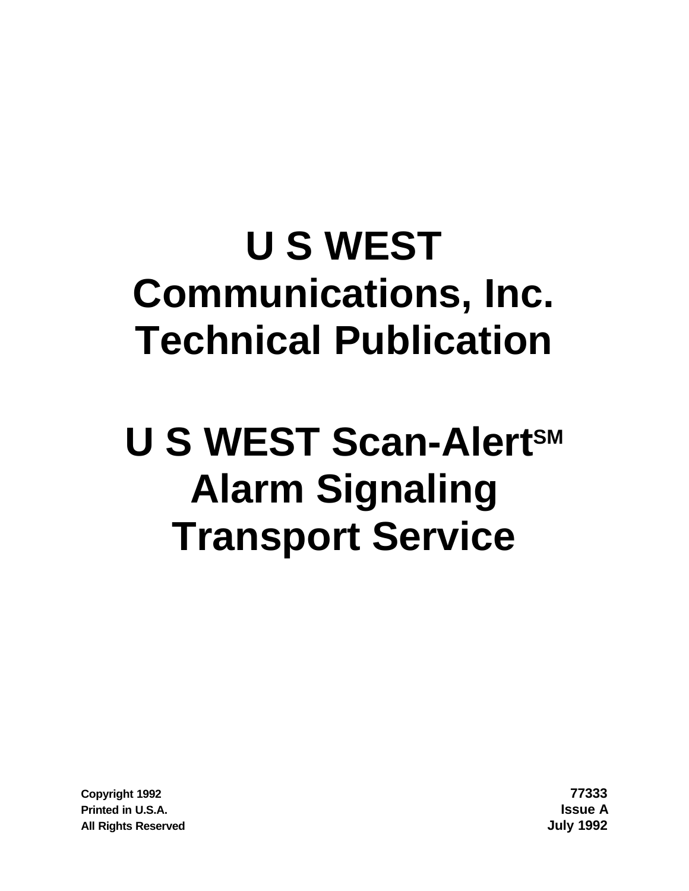# U S WEST Communications, Inc. Technical Publication

# U S WEST Scan-Alert[SM] Alarm Signaling Transport Service

Copyright 1992
Printed in U.S.A.
All Rights Reserved

77333
Issue A
July 1992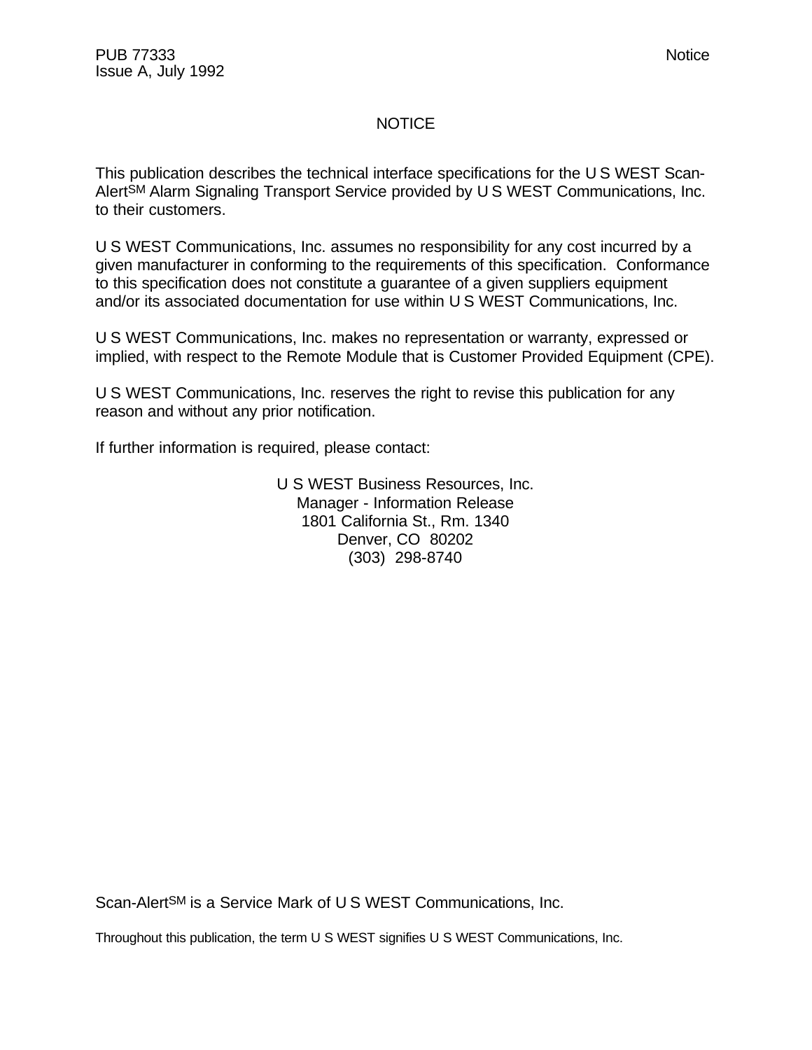# NOTICE

This publication describes the technical interface specifications for the U S WEST Scan-Alert[SM] Alarm Signaling Transport Service provided by U S WEST Communications, Inc. to their customers.

U S WEST Communications, Inc. assumes no responsibility for any cost incurred by a given manufacturer in conforming to the requirements of this specification. Conformance to this specification does not constitute a guarantee of a given suppliers equipment and/or its associated documentation for use within U S WEST Communications, Inc.

U S WEST Communications, Inc. makes no representation or warranty, expressed or implied, with respect to the Remote Module that is Customer Provided Equipment (CPE).

U S WEST Communications, Inc. reserves the right to revise this publication for any reason and without any prior notification.

If further information is required, please contact:

U S WEST Business Resources, Inc.
Manager - Information Release
1801 California St., Rm. 1340
Denver, CO 80202
(303) 298-8740

Scan-Alert[SM] is a Service Mark of U S WEST Communications, Inc.

Throughout this publication, the term U S WEST signifies U S WEST Communications, Inc.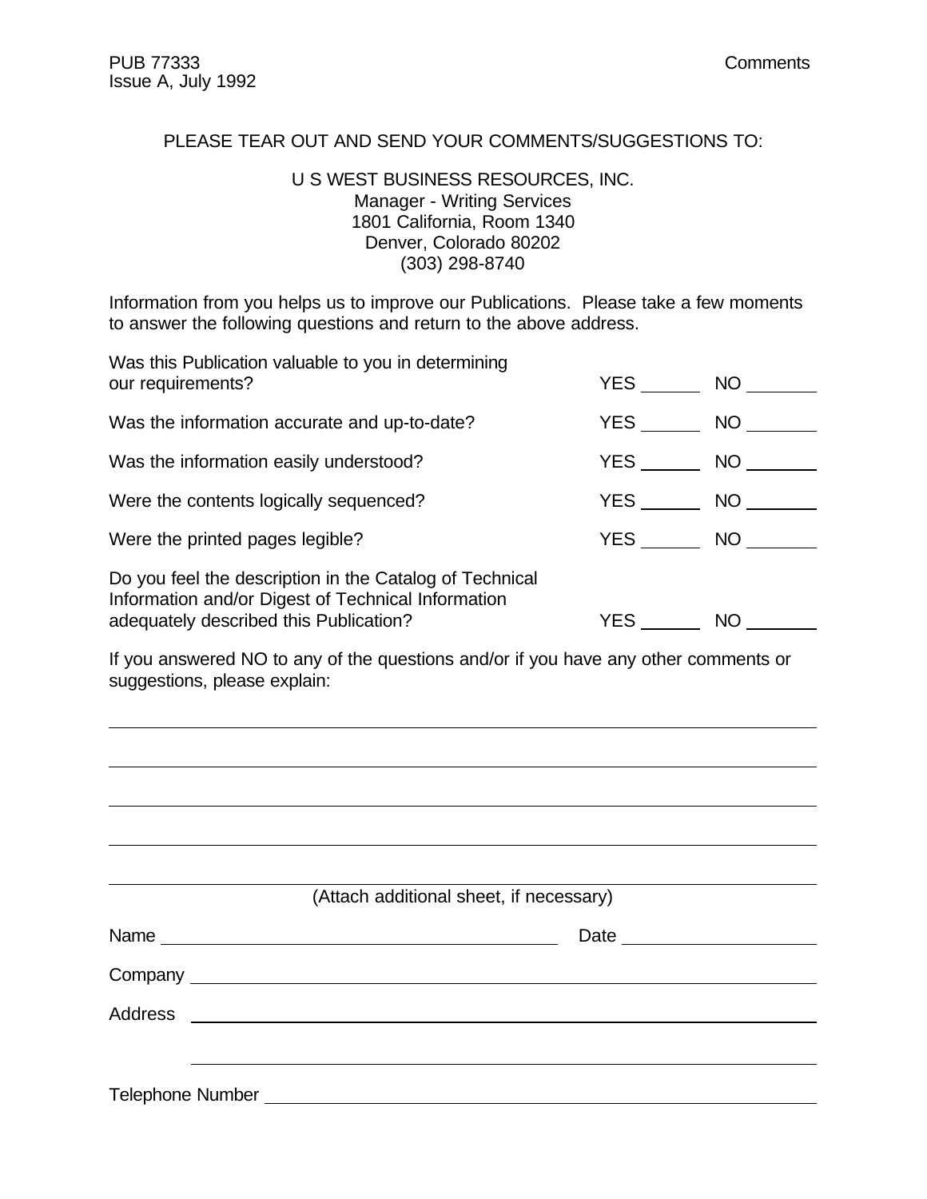PLEASE TEAR OUT AND SEND YOUR COMMENTS/SUGGESTIONS TO:

U S WEST BUSINESS RESOURCES, INC.
Manager - Writing Services
1801 California, Room 1340
Denver, Colorado 80202
(303) 298-8740

Information from you helps us to improve our Publications. Please take a few moments to answer the following questions and return to the above address.

| | | |
|---|---|---|
| Was this Publication valuable to you in determining our requirements? | YES ______ | NO ______ |
| Was the information accurate and up-to-date? | YES ______ | NO ______ |
| Was the information easily understood? | YES ______ | NO ______ |
| Were the contents logically sequenced? | YES ______ | NO ______ |
| Were the printed pages legible? | YES ______ | NO ______ |
| Do you feel the description in the Catalog of Technical Information and/or Digest of Technical Information adequately described this Publication? | YES ______ | NO ______ |

If you answered NO to any of the questions and/or if you have any other comments or suggestions, please explain:

_______________________________________________________________

_______________________________________________________________

_______________________________________________________________

_______________________________________________________________

_______________________________________________________________

(Attach additional sheet, if necessary)

Name ______________________________ Date ______________

Company ______________________________________________

Address ______________________________________________

_______________________________________________________

Telephone Number _____________________________________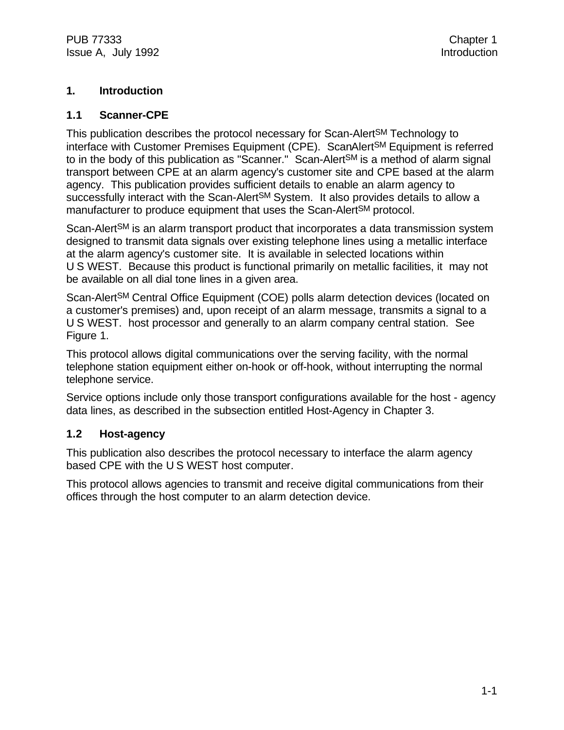# 1. Introduction

## 1.1 Scanner-CPE

This publication describes the protocol necessary for Scan-Alert[SM] Technology to interface with Customer Premises Equipment (CPE). ScanAlert[SM] Equipment is referred to in the body of this publication as "Scanner." Scan-Alert[SM] is a method of alarm signal transport between CPE at an alarm agency's customer site and CPE based at the alarm agency. This publication provides sufficient details to enable an alarm agency to successfully interact with the Scan-Alert[SM] System. It also provides details to allow a manufacturer to produce equipment that uses the Scan-Alert[SM] protocol.

Scan-Alert[SM] is an alarm transport product that incorporates a data transmission system designed to transmit data signals over existing telephone lines using a metallic interface at the alarm agency's customer site. It is available in selected locations within U S WEST. Because this product is functional primarily on metallic facilities, it may not be available on all dial tone lines in a given area.

Scan-Alert[SM] Central Office Equipment (COE) polls alarm detection devices (located on a customer's premises) and, upon receipt of an alarm message, transmits a signal to a U S WEST. host processor and generally to an alarm company central station. See Figure 1.

This protocol allows digital communications over the serving facility, with the normal telephone station equipment either on-hook or off-hook, without interrupting the normal telephone service.

Service options include only those transport configurations available for the host - agency data lines, as described in the subsection entitled Host-Agency in Chapter 3.

## 1.2 Host-agency

This publication also describes the protocol necessary to interface the alarm agency based CPE with the U S WEST host computer.

This protocol allows agencies to transmit and receive digital communications from their offices through the host computer to an alarm detection device.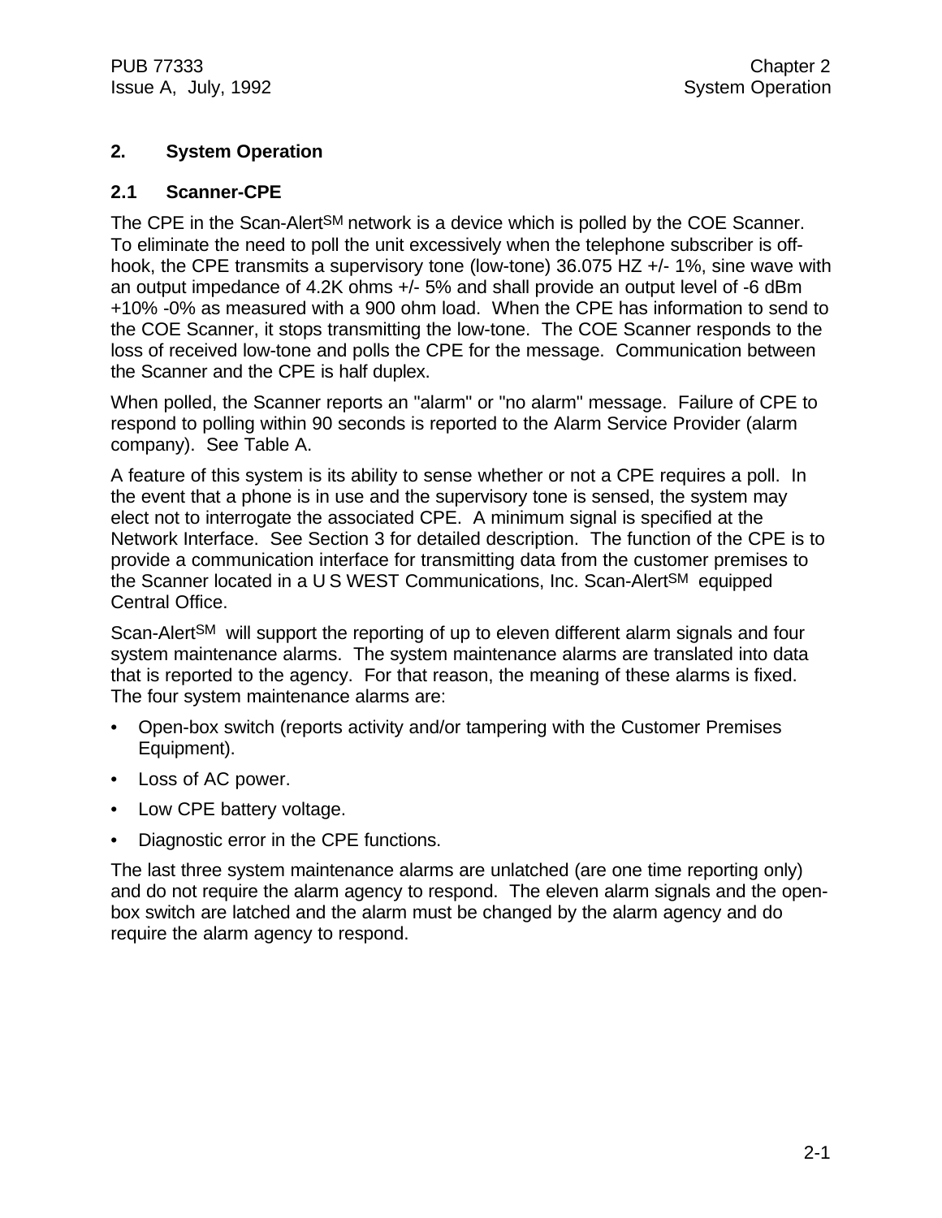## 2. System Operation

### 2.1 Scanner-CPE

The CPE in the Scan-Alert[SM] network is a device which is polled by the COE Scanner. To eliminate the need to poll the unit excessively when the telephone subscriber is off-hook, the CPE transmits a supervisory tone (low-tone) 36.075 HZ +/- 1%, sine wave with an output impedance of 4.2K ohms +/- 5% and shall provide an output level of -6 dBm +10% -0% as measured with a 900 ohm load. When the CPE has information to send to the COE Scanner, it stops transmitting the low-tone. The COE Scanner responds to the loss of received low-tone and polls the CPE for the message. Communication between the Scanner and the CPE is half duplex.

When polled, the Scanner reports an "alarm" or "no alarm" message. Failure of CPE to respond to polling within 90 seconds is reported to the Alarm Service Provider (alarm company). See Table A.

A feature of this system is its ability to sense whether or not a CPE requires a poll. In the event that a phone is in use and the supervisory tone is sensed, the system may elect not to interrogate the associated CPE. A minimum signal is specified at the Network Interface. See Section 3 for detailed description. The function of the CPE is to provide a communication interface for transmitting data from the customer premises to the Scanner located in a U S WEST Communications, Inc. Scan-Alert[SM] equipped Central Office.

Scan-Alert[SM] will support the reporting of up to eleven different alarm signals and four system maintenance alarms. The system maintenance alarms are translated into data that is reported to the agency. For that reason, the meaning of these alarms is fixed. The four system maintenance alarms are:

- Open-box switch (reports activity and/or tampering with the Customer Premises Equipment).
- Loss of AC power.
- Low CPE battery voltage.
- Diagnostic error in the CPE functions.

The last three system maintenance alarms are unlatched (are one time reporting only) and do not require the alarm agency to respond. The eleven alarm signals and the open-box switch are latched and the alarm must be changed by the alarm agency and do require the alarm agency to respond.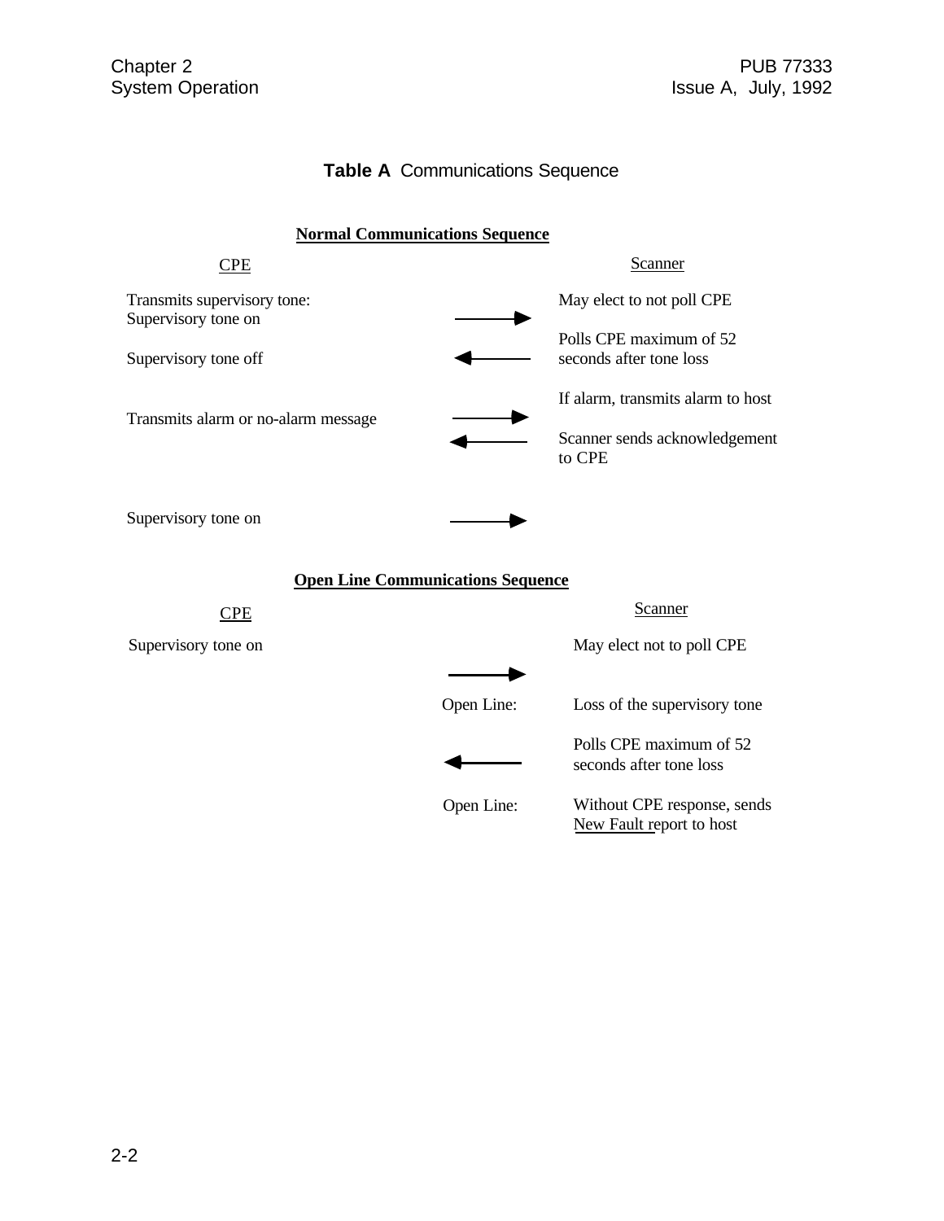**Table A** Communications Sequence

**Normal Communications Sequence**

| CPE | | Scanner |
|---|---|---|
| Transmits supervisory tone: Supervisory tone on | → | May elect to not poll CPE |
| Supervisory tone off | ← | Polls CPE maximum of 52 seconds after tone loss |
| Transmits alarm or no-alarm message | → | If alarm, transmits alarm to host |
| | ← | Scanner sends acknowledgement to CPE |
| Supervisory tone on | → | |

**Open Line Communications Sequence**

| CPE | | Scanner |
|---|---|---|
| Supervisory tone on | → | May elect not to poll CPE |
| | Open Line: | Loss of the supervisory tone |
| | ← | Polls CPE maximum of 52 seconds after tone loss |
| | Open Line: | Without CPE response, sends New Fault report to host |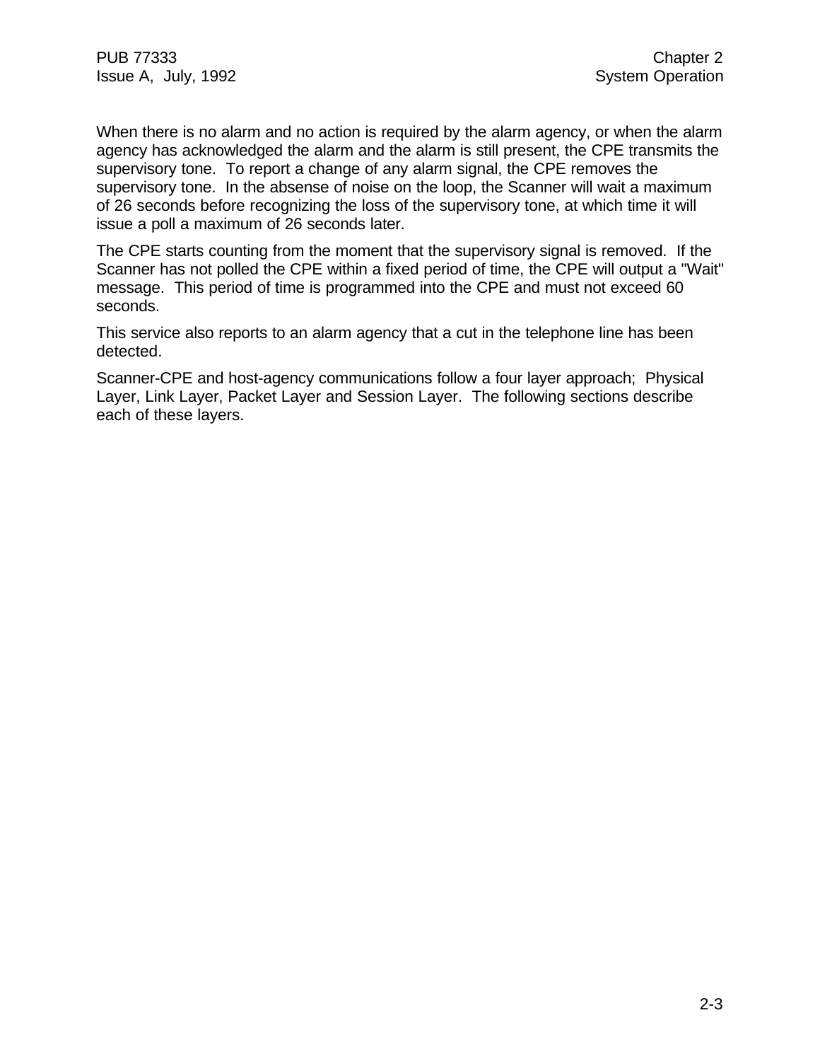When there is no alarm and no action is required by the alarm agency, or when the alarm agency has acknowledged the alarm and the alarm is still present, the CPE transmits the supervisory tone. To report a change of any alarm signal, the CPE removes the supervisory tone. In the absense of noise on the loop, the Scanner will wait a maximum of 26 seconds before recognizing the loss of the supervisory tone, at which time it will issue a poll a maximum of 26 seconds later.

The CPE starts counting from the moment that the supervisory signal is removed. If the Scanner has not polled the CPE within a fixed period of time, the CPE will output a "Wait" message. This period of time is programmed into the CPE and must not exceed 60 seconds.

This service also reports to an alarm agency that a cut in the telephone line has been detected.

Scanner-CPE and host-agency communications follow a four layer approach; Physical Layer, Link Layer, Packet Layer and Session Layer. The following sections describe each of these layers.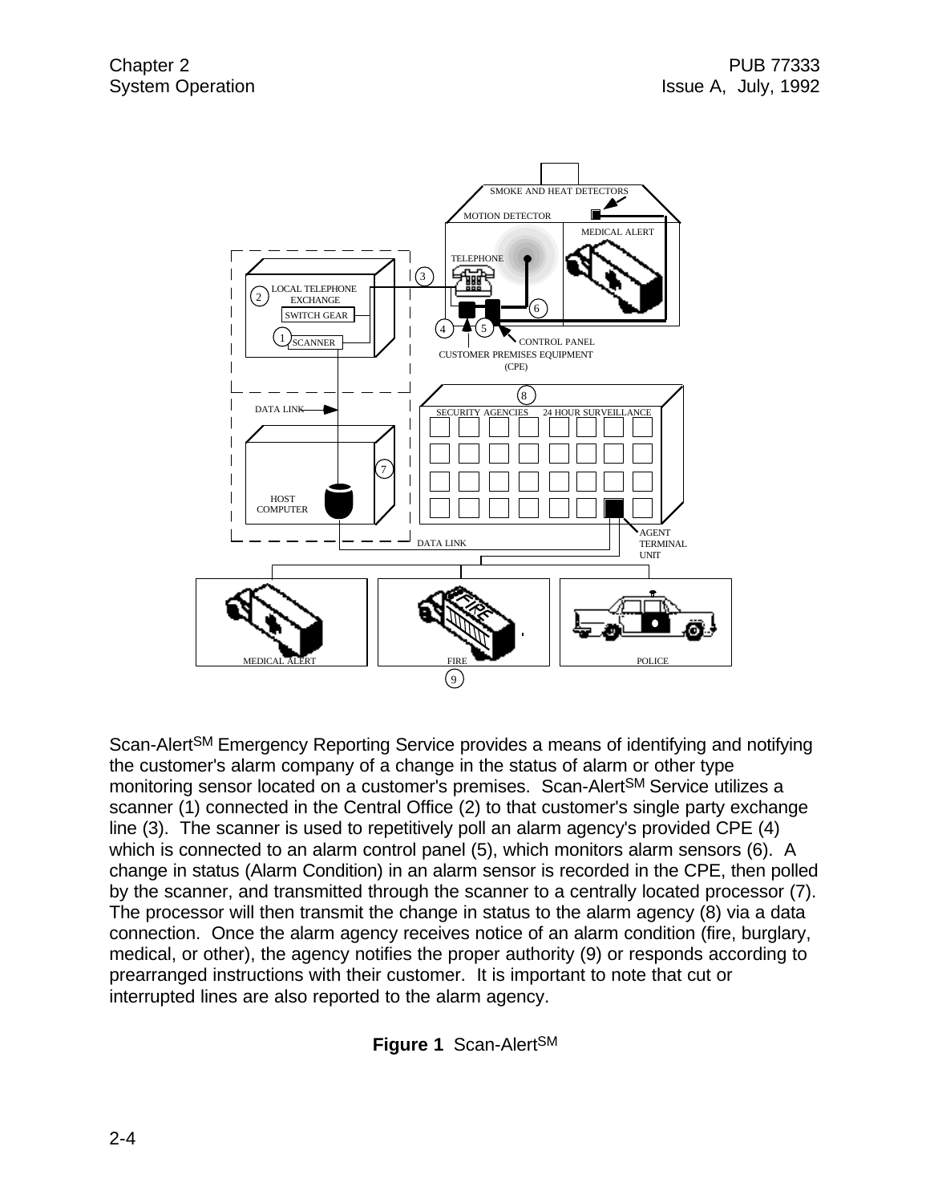Scan-Alert[SM] Emergency Reporting Service provides a means of identifying and notifying the customer's alarm company of a change in the status of alarm or other type monitoring sensor located on a customer's premises. Scan-Alert[SM] Service utilizes a scanner (1) connected in the Central Office (2) to that customer's single party exchange line (3). The scanner is used to repetitively poll an alarm agency's provided CPE (4) which is connected to an alarm control panel (5), which monitors alarm sensors (6). A change in status (Alarm Condition) in an alarm sensor is recorded in the CPE, then polled by the scanner, and transmitted through the scanner to a centrally located processor (7). The processor will then transmit the change in status to the alarm agency (8) via a data connection. Once the alarm agency receives notice of an alarm condition (fire, burglary, medical, or other), the agency notifies the proper authority (9) or responds according to prearranged instructions with their customer. It is important to note that cut or interrupted lines are also reported to the alarm agency.

**Figure 1** Scan-Alert[SM]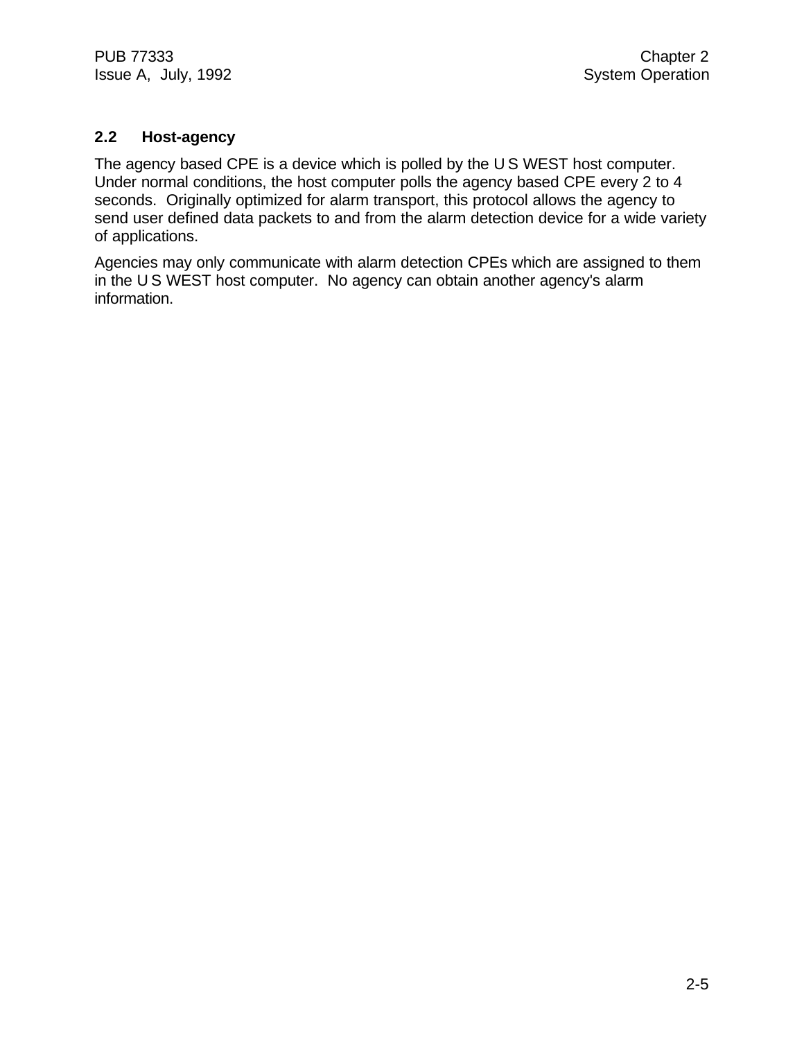## 2.2 Host-agency

The agency based CPE is a device which is polled by the U S WEST host computer. Under normal conditions, the host computer polls the agency based CPE every 2 to 4 seconds. Originally optimized for alarm transport, this protocol allows the agency to send user defined data packets to and from the alarm detection device for a wide variety of applications.

Agencies may only communicate with alarm detection CPEs which are assigned to them in the U S WEST host computer. No agency can obtain another agency's alarm information.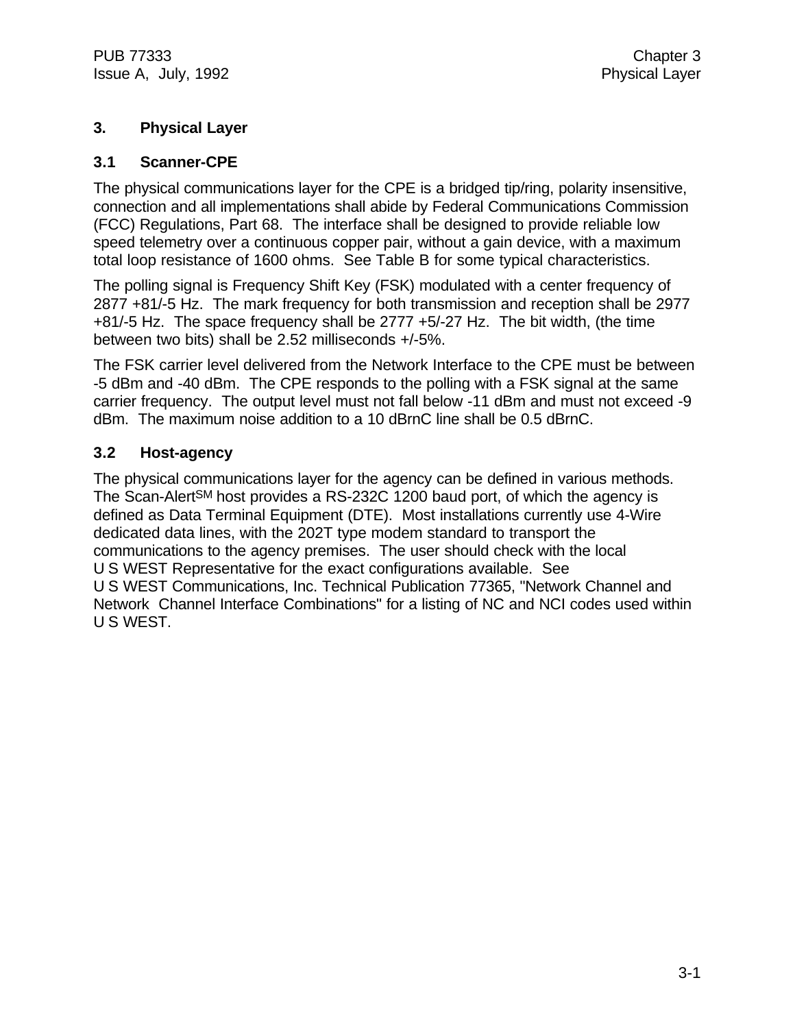# 3. Physical Layer

## 3.1 Scanner-CPE

The physical communications layer for the CPE is a bridged tip/ring, polarity insensitive, connection and all implementations shall abide by Federal Communications Commission (FCC) Regulations, Part 68. The interface shall be designed to provide reliable low speed telemetry over a continuous copper pair, without a gain device, with a maximum total loop resistance of 1600 ohms. See Table B for some typical characteristics.

The polling signal is Frequency Shift Key (FSK) modulated with a center frequency of 2877 +81/-5 Hz. The mark frequency for both transmission and reception shall be 2977 +81/-5 Hz. The space frequency shall be 2777 +5/-27 Hz. The bit width, (the time between two bits) shall be 2.52 milliseconds +/-5%.

The FSK carrier level delivered from the Network Interface to the CPE must be between -5 dBm and -40 dBm. The CPE responds to the polling with a FSK signal at the same carrier frequency. The output level must not fall below -11 dBm and must not exceed -9 dBm. The maximum noise addition to a 10 dBrnC line shall be 0.5 dBrnC.

## 3.2 Host-agency

The physical communications layer for the agency can be defined in various methods. The Scan-Alert[SM] host provides a RS-232C 1200 baud port, of which the agency is defined as Data Terminal Equipment (DTE). Most installations currently use 4-Wire dedicated data lines, with the 202T type modem standard to transport the communications to the agency premises. The user should check with the local U S WEST Representative for the exact configurations available. See U S WEST Communications, Inc. Technical Publication 77365, "Network Channel and Network Channel Interface Combinations" for a listing of NC and NCI codes used within U S WEST.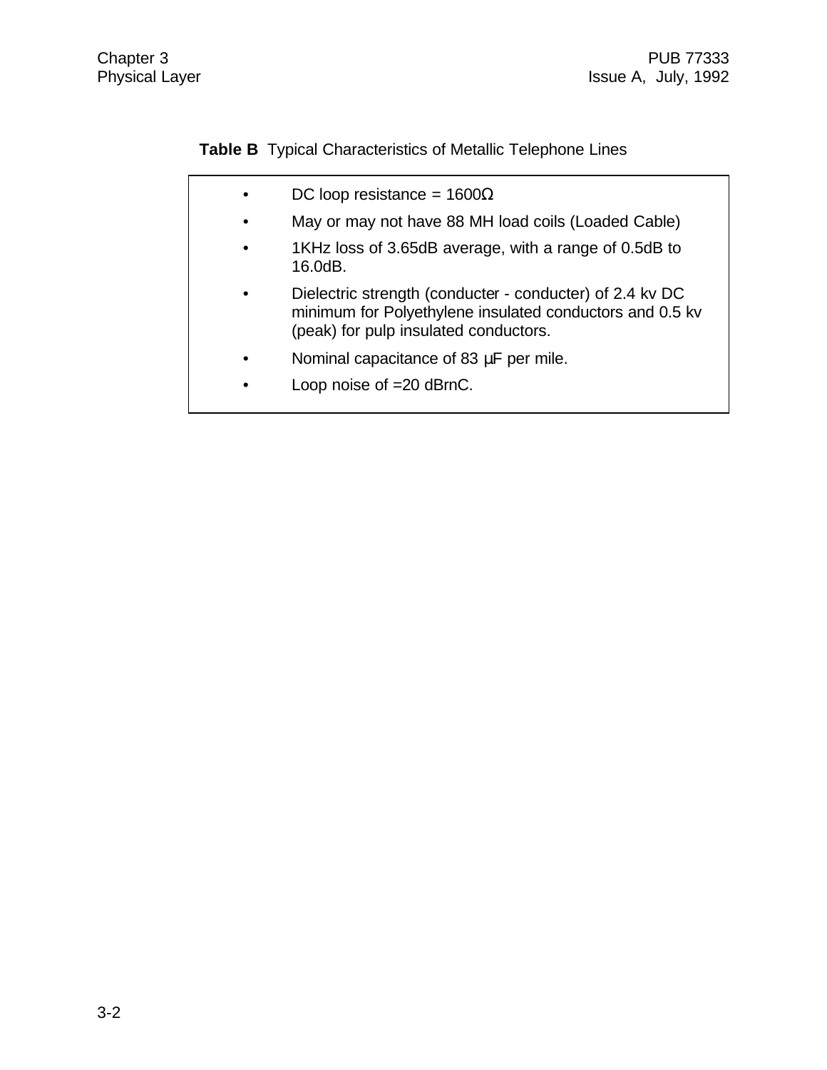**Table B** Typical Characteristics of Metallic Telephone Lines

- DC loop resistance = 1600Ω
- May or may not have 88 MH load coils (Loaded Cable)
- 1KHz loss of 3.65dB average, with a range of 0.5dB to 16.0dB.
- Dielectric strength (conducter - conducter) of 2.4 kv DC minimum for Polyethylene insulated conductors and 0.5 kv (peak) for pulp insulated conductors.
- Nominal capacitance of 83 µF per mile.
- Loop noise of =20 dBrnC.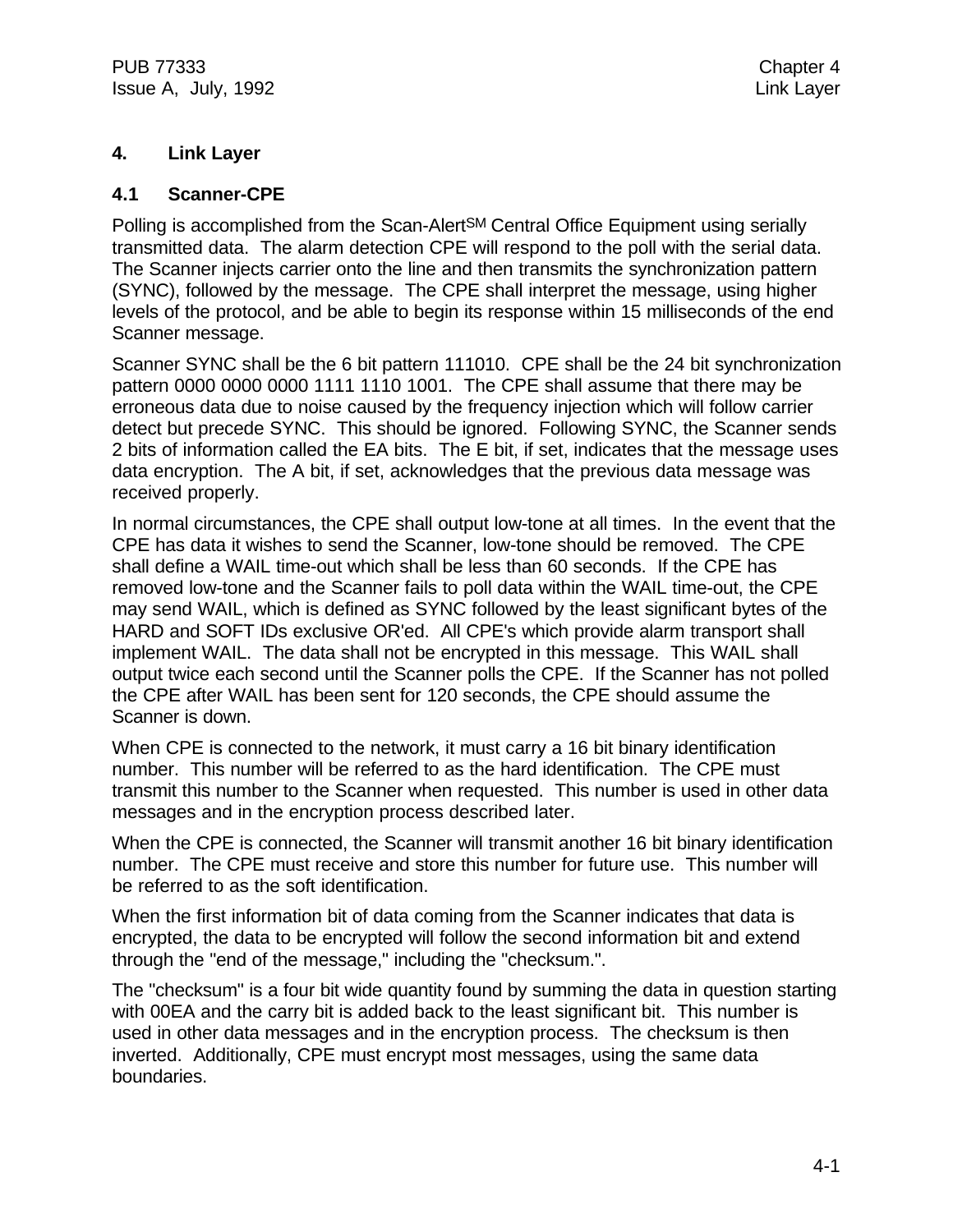# 4. Link Layer

## 4.1 Scanner-CPE

Polling is accomplished from the Scan-Alert[SM] Central Office Equipment using serially transmitted data. The alarm detection CPE will respond to the poll with the serial data. The Scanner injects carrier onto the line and then transmits the synchronization pattern (SYNC), followed by the message. The CPE shall interpret the message, using higher levels of the protocol, and be able to begin its response within 15 milliseconds of the end Scanner message.

Scanner SYNC shall be the 6 bit pattern 111010. CPE shall be the 24 bit synchronization pattern 0000 0000 0000 1111 1110 1001. The CPE shall assume that there may be erroneous data due to noise caused by the frequency injection which will follow carrier detect but precede SYNC. This should be ignored. Following SYNC, the Scanner sends 2 bits of information called the EA bits. The E bit, if set, indicates that the message uses data encryption. The A bit, if set, acknowledges that the previous data message was received properly.

In normal circumstances, the CPE shall output low-tone at all times. In the event that the CPE has data it wishes to send the Scanner, low-tone should be removed. The CPE shall define a WAIL time-out which shall be less than 60 seconds. If the CPE has removed low-tone and the Scanner fails to poll data within the WAIL time-out, the CPE may send WAIL, which is defined as SYNC followed by the least significant bytes of the HARD and SOFT IDs exclusive OR'ed. All CPE's which provide alarm transport shall implement WAIL. The data shall not be encrypted in this message. This WAIL shall output twice each second until the Scanner polls the CPE. If the Scanner has not polled the CPE after WAIL has been sent for 120 seconds, the CPE should assume the Scanner is down.

When CPE is connected to the network, it must carry a 16 bit binary identification number. This number will be referred to as the hard identification. The CPE must transmit this number to the Scanner when requested. This number is used in other data messages and in the encryption process described later.

When the CPE is connected, the Scanner will transmit another 16 bit binary identification number. The CPE must receive and store this number for future use. This number will be referred to as the soft identification.

When the first information bit of data coming from the Scanner indicates that data is encrypted, the data to be encrypted will follow the second information bit and extend through the "end of the message," including the "checksum.".

The "checksum" is a four bit wide quantity found by summing the data in question starting with 00EA and the carry bit is added back to the least significant bit. This number is used in other data messages and in the encryption process. The checksum is then inverted. Additionally, CPE must encrypt most messages, using the same data boundaries.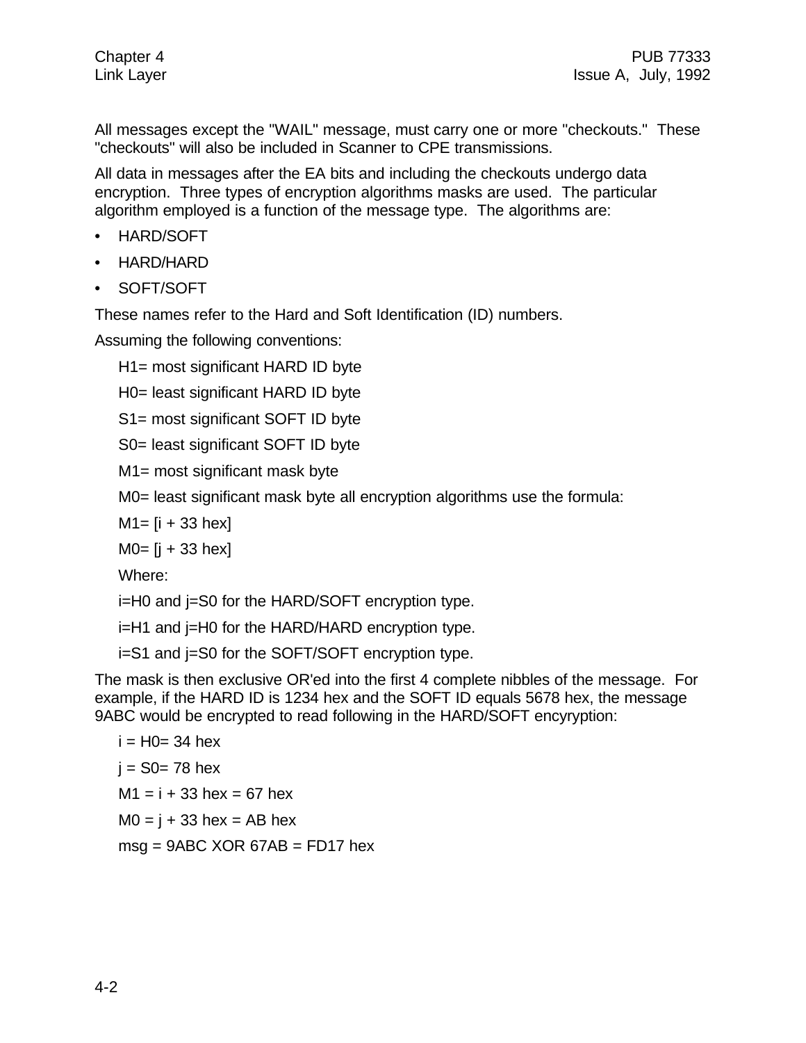All messages except the "WAIL" message, must carry one or more "checkouts." These "checkouts" will also be included in Scanner to CPE transmissions.

All data in messages after the EA bits and including the checkouts undergo data encryption. Three types of encryption algorithms masks are used. The particular algorithm employed is a function of the message type. The algorithms are:

- HARD/SOFT
- HARD/HARD
- SOFT/SOFT

These names refer to the Hard and Soft Identification (ID) numbers.

Assuming the following conventions:

H1= most significant HARD ID byte

H0= least significant HARD ID byte

S1= most significant SOFT ID byte

S0= least significant SOFT ID byte

M1= most significant mask byte

M0= least significant mask byte all encryption algorithms use the formula:

M1= [i + 33 hex]

M0= [j + 33 hex]

Where:

i=H0 and j=S0 for the HARD/SOFT encryption type.

i=H1 and j=H0 for the HARD/HARD encryption type.

i=S1 and j=S0 for the SOFT/SOFT encryption type.

The mask is then exclusive OR'ed into the first 4 complete nibbles of the message. For example, if the HARD ID is 1234 hex and the SOFT ID equals 5678 hex, the message 9ABC would be encrypted to read following in the HARD/SOFT encyryption:

i = H0= 34 hex

j = S0= 78 hex

M1 = i + 33 hex = 67 hex

M0 = j + 33 hex = AB hex

msg = 9ABC XOR 67AB = FD17 hex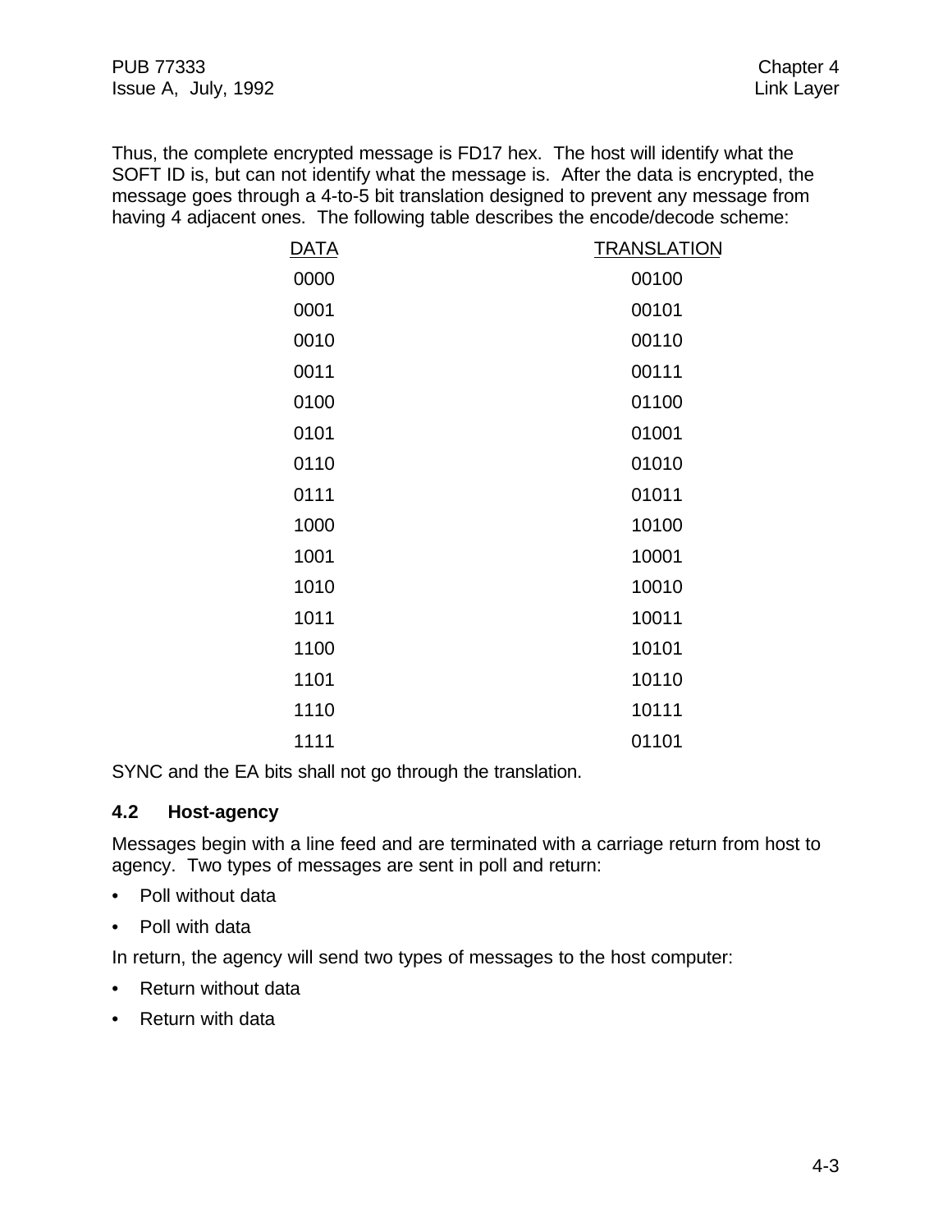Thus, the complete encrypted message is FD17 hex. The host will identify what the SOFT ID is, but can not identify what the message is. After the data is encrypted, the message goes through a 4-to-5 bit translation designed to prevent any message from having 4 adjacent ones. The following table describes the encode/decode scheme:

| DATA | TRANSLATION |
|---|---|
| 0000 | 00100 |
| 0001 | 00101 |
| 0010 | 00110 |
| 0011 | 00111 |
| 0100 | 01100 |
| 0101 | 01001 |
| 0110 | 01010 |
| 0111 | 01011 |
| 1000 | 10100 |
| 1001 | 10001 |
| 1010 | 10010 |
| 1011 | 10011 |
| 1100 | 10101 |
| 1101 | 10110 |
| 1110 | 10111 |
| 1111 | 01101 |

SYNC and the EA bits shall not go through the translation.

### 4.2 Host-agency

Messages begin with a line feed and are terminated with a carriage return from host to agency. Two types of messages are sent in poll and return:

- Poll without data
- Poll with data

In return, the agency will send two types of messages to the host computer:

- Return without data
- Return with data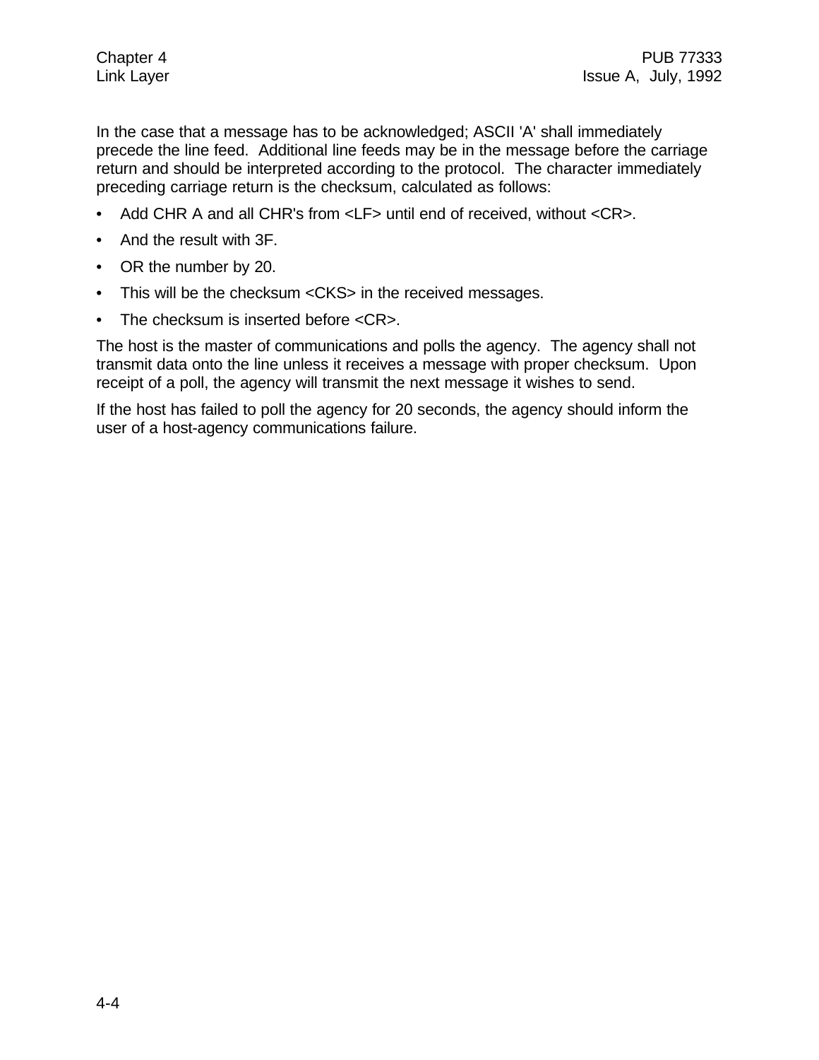In the case that a message has to be acknowledged; ASCII 'A' shall immediately precede the line feed. Additional line feeds may be in the message before the carriage return and should be interpreted according to the protocol. The character immediately preceding carriage return is the checksum, calculated as follows:

- Add CHR A and all CHR's from <LF> until end of received, without <CR>.
- And the result with 3F.
- OR the number by 20.
- This will be the checksum <CKS> in the received messages.
- The checksum is inserted before <CR>.

The host is the master of communications and polls the agency. The agency shall not transmit data onto the line unless it receives a message with proper checksum. Upon receipt of a poll, the agency will transmit the next message it wishes to send.

If the host has failed to poll the agency for 20 seconds, the agency should inform the user of a host-agency communications failure.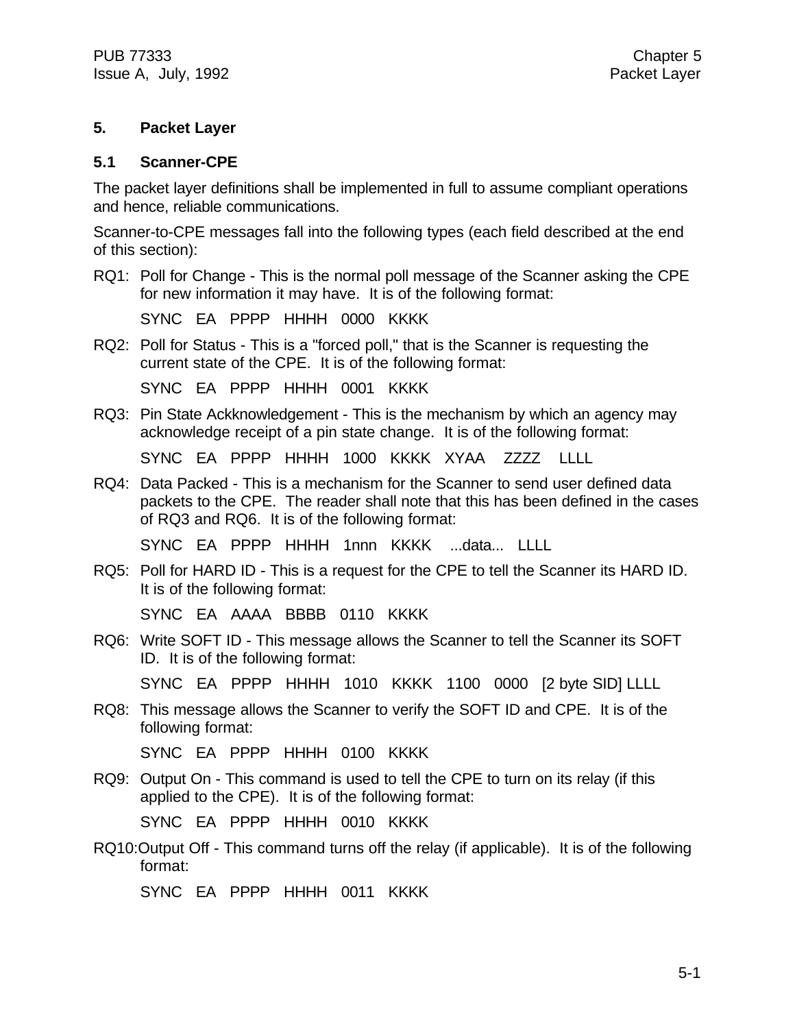# 5. Packet Layer

## 5.1 Scanner-CPE

The packet layer definitions shall be implemented in full to assume compliant operations and hence, reliable communications.

Scanner-to-CPE messages fall into the following types (each field described at the end of this section):

RQ1: Poll for Change - This is the normal poll message of the Scanner asking the CPE for new information it may have. It is of the following format:

SYNC EA PPPP HHHH 0000 KKKK

RQ2: Poll for Status - This is a "forced poll," that is the Scanner is requesting the current state of the CPE. It is of the following format:

SYNC EA PPPP HHHH 0001 KKKK

RQ3: Pin State Ackknowledgement - This is the mechanism by which an agency may acknowledge receipt of a pin state change. It is of the following format:

SYNC EA PPPP HHHH 1000 KKKK XYAA ZZZZ LLLL

RQ4: Data Packed - This is a mechanism for the Scanner to send user defined data packets to the CPE. The reader shall note that this has been defined in the cases of RQ3 and RQ6. It is of the following format:

SYNC EA PPPP HHHH 1nnn KKKK ...data... LLLL

RQ5: Poll for HARD ID - This is a request for the CPE to tell the Scanner its HARD ID. It is of the following format:

SYNC EA AAAA BBBB 0110 KKKK

RQ6: Write SOFT ID - This message allows the Scanner to tell the Scanner its SOFT ID. It is of the following format:

SYNC EA PPPP HHHH 1010 KKKK 1100 0000 [2 byte SID] LLLL

RQ8: This message allows the Scanner to verify the SOFT ID and CPE. It is of the following format:

SYNC EA PPPP HHHH 0100 KKKK

RQ9: Output On - This command is used to tell the CPE to turn on its relay (if this applied to the CPE). It is of the following format:

SYNC EA PPPP HHHH 0010 KKKK

RQ10: Output Off - This command turns off the relay (if applicable). It is of the following format:

SYNC EA PPPP HHHH 0011 KKKK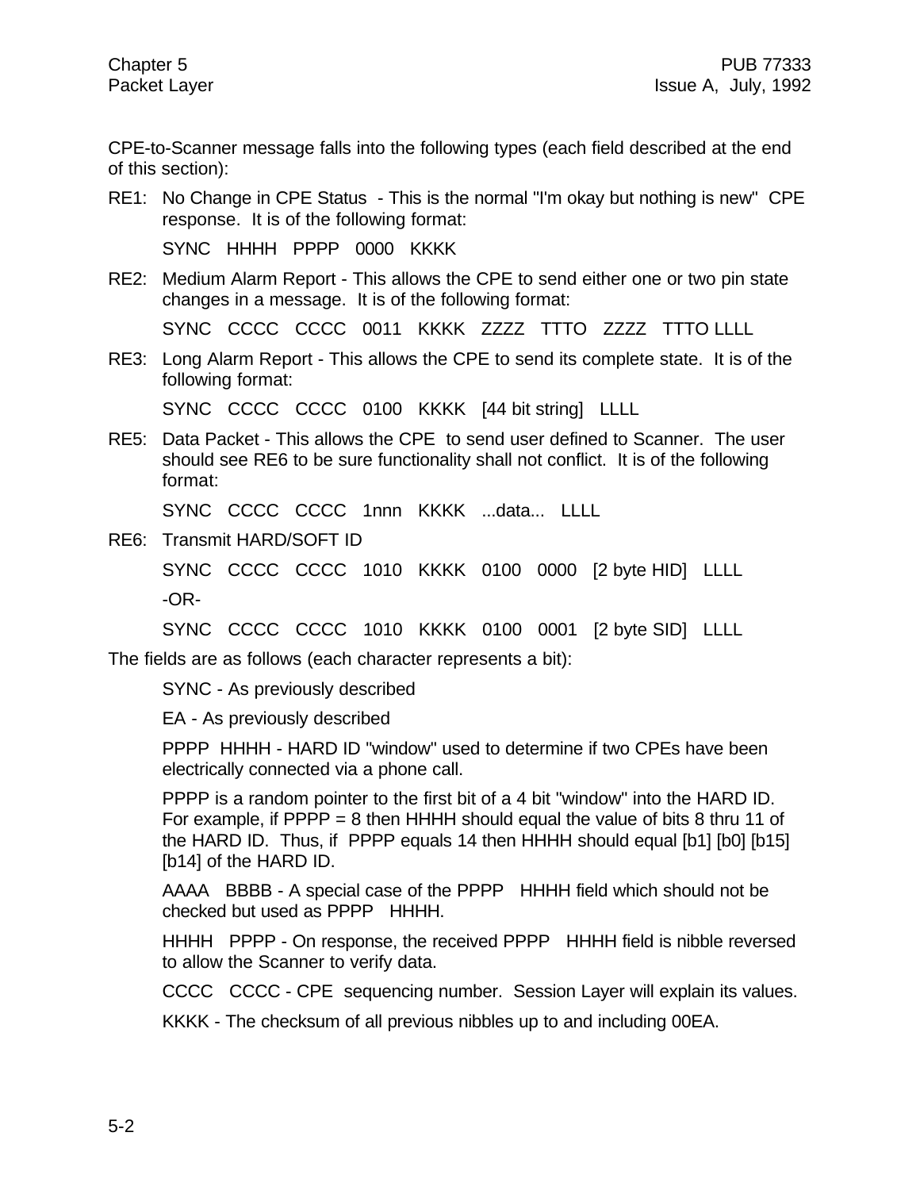CPE-to-Scanner message falls into the following types (each field described at the end of this section):

RE1: No Change in CPE Status - This is the normal "I'm okay but nothing is new" CPE response. It is of the following format:

SYNC HHHH PPPP 0000 KKKK

RE2: Medium Alarm Report - This allows the CPE to send either one or two pin state changes in a message. It is of the following format:

SYNC CCCC CCCC 0011 KKKK ZZZZ TTTO ZZZZ TTTO LLLL

RE3: Long Alarm Report - This allows the CPE to send its complete state. It is of the following format:

SYNC CCCC CCCC 0100 KKKK [44 bit string] LLLL

RE5: Data Packet - This allows the CPE to send user defined to Scanner. The user should see RE6 to be sure functionality shall not conflict. It is of the following format:

SYNC CCCC CCCC 1nnn KKKK ...data... LLLL

RE6: Transmit HARD/SOFT ID

SYNC CCCC CCCC 1010 KKKK 0100 0000 [2 byte HID] LLLL

-OR-

SYNC CCCC CCCC 1010 KKKK 0100 0001 [2 byte SID] LLLL

The fields are as follows (each character represents a bit):

SYNC - As previously described

EA - As previously described

PPPP HHHH - HARD ID "window" used to determine if two CPEs have been electrically connected via a phone call.

PPPP is a random pointer to the first bit of a 4 bit "window" into the HARD ID. For example, if PPPP = 8 then HHHH should equal the value of bits 8 thru 11 of the HARD ID. Thus, if PPPP equals 14 then HHHH should equal [b1] [b0] [b15] [b14] of the HARD ID.

AAAA BBBB - A special case of the PPPP HHHH field which should not be checked but used as PPPP HHHH.

HHHH PPPP - On response, the received PPPP HHHH field is nibble reversed to allow the Scanner to verify data.

CCCC CCCC - CPE sequencing number. Session Layer will explain its values.

KKKK - The checksum of all previous nibbles up to and including 00EA.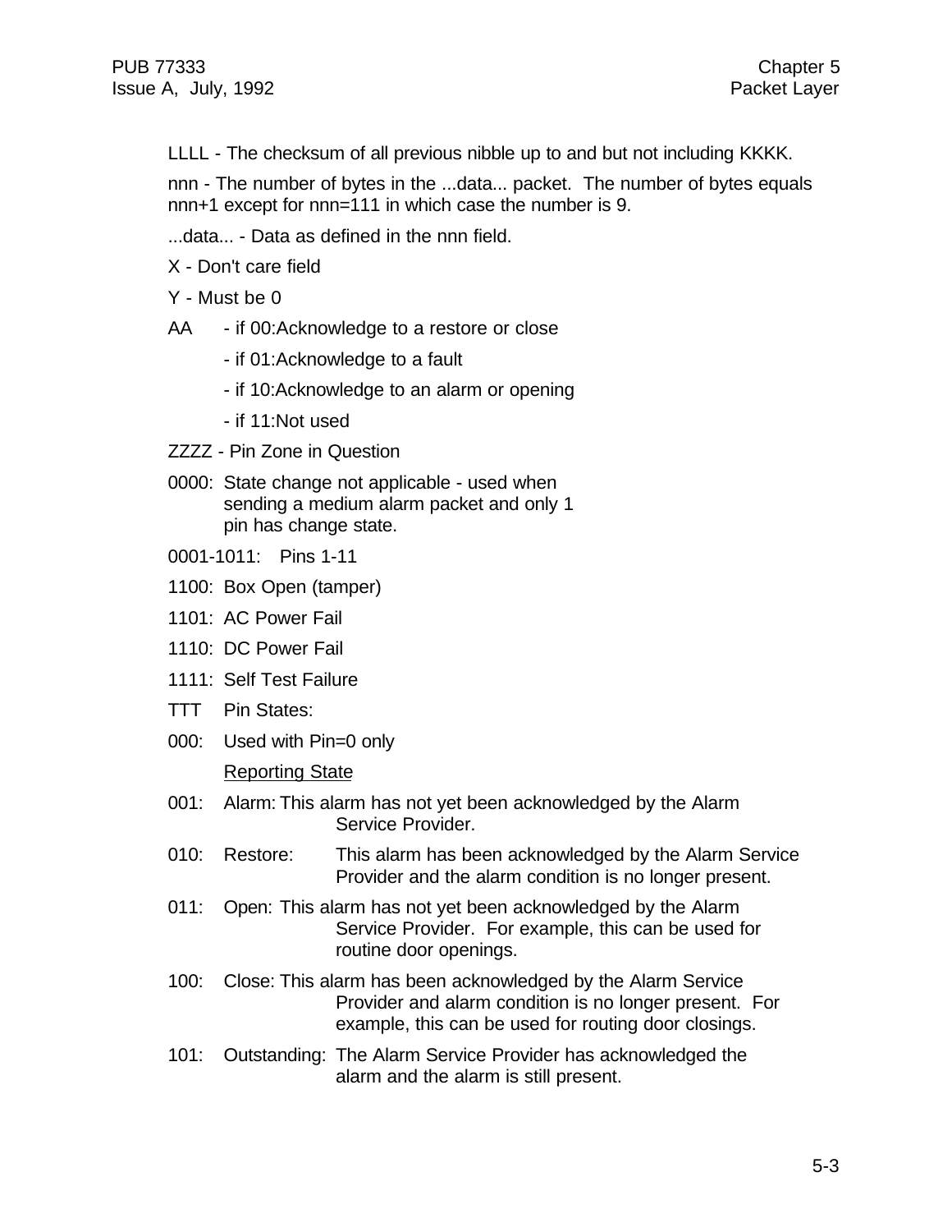LLLL - The checksum of all previous nibble up to and but not including KKKK.

nnn - The number of bytes in the ...data... packet. The number of bytes equals nnn+1 except for nnn=111 in which case the number is 9.

...data... - Data as defined in the nnn field.

X - Don't care field

Y - Must be 0

AA - if 00:Acknowledge to a restore or close

- if 01:Acknowledge to a fault
- if 10:Acknowledge to an alarm or opening
- if 11:Not used

ZZZZ - Pin Zone in Question

0000: State change not applicable - used when sending a medium alarm packet and only 1 pin has change state.

0001-1011: Pins 1-11

1100: Box Open (tamper)

1101: AC Power Fail

1110: DC Power Fail

1111: Self Test Failure

TTT Pin States:

000: Used with Pin=0 only

<u>Reporting State</u>

001: Alarm: This alarm has not yet been acknowledged by the Alarm Service Provider.

010: Restore: This alarm has been acknowledged by the Alarm Service Provider and the alarm condition is no longer present.

011: Open: This alarm has not yet been acknowledged by the Alarm Service Provider. For example, this can be used for routine door openings.

100: Close: This alarm has been acknowledged by the Alarm Service Provider and alarm condition is no longer present. For example, this can be used for routing door closings.

101: Outstanding: The Alarm Service Provider has acknowledged the alarm and the alarm is still present.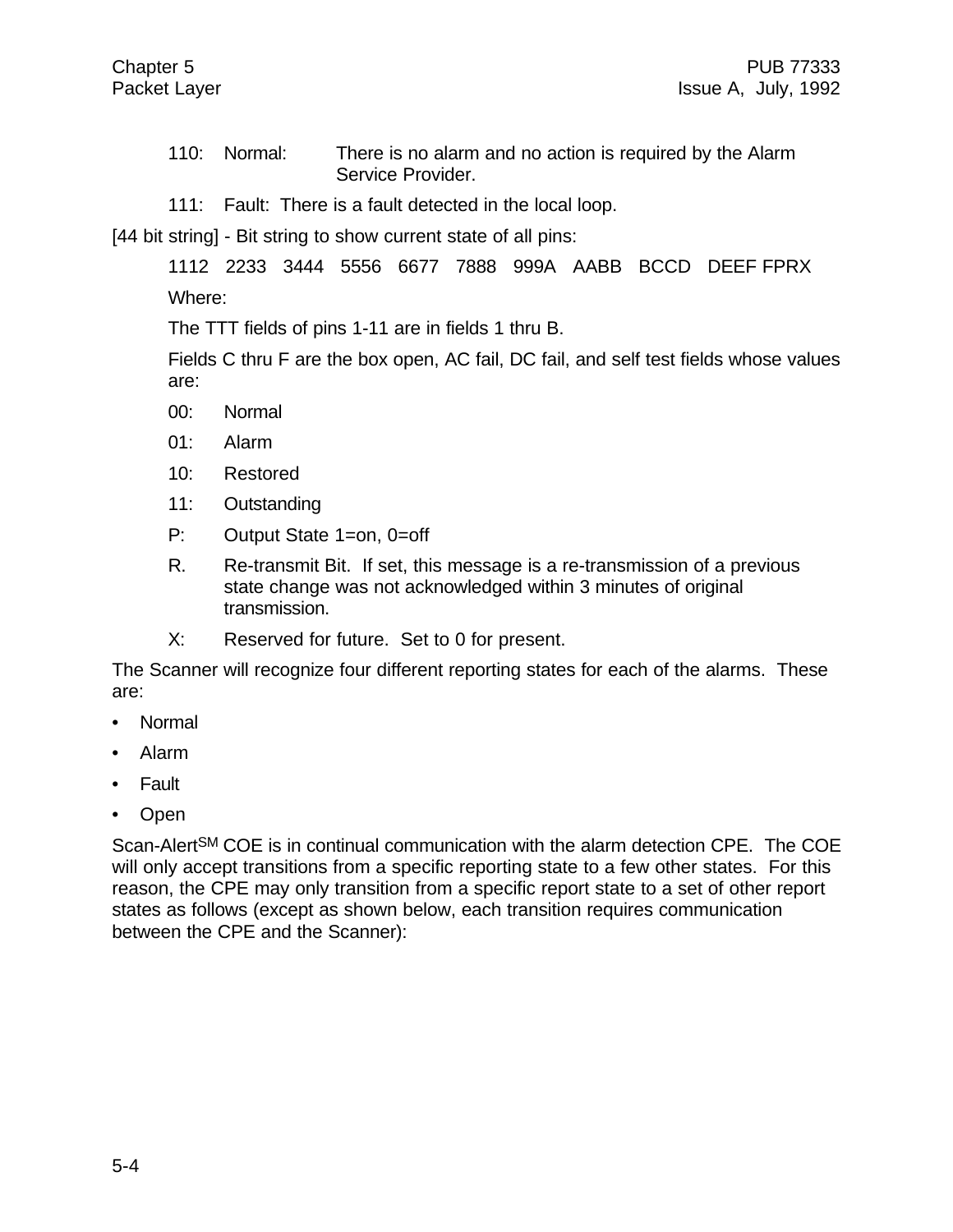110: Normal: There is no alarm and no action is required by the Alarm Service Provider.

111: Fault: There is a fault detected in the local loop.

[44 bit string] - Bit string to show current state of all pins:

1112 2233 3444 5556 6677 7888 999A AABB BCCD DEEF FPRX

Where:

The TTT fields of pins 1-11 are in fields 1 thru B.

Fields C thru F are the box open, AC fail, DC fail, and self test fields whose values are:

00: Normal

01: Alarm

10: Restored

11: Outstanding

P: Output State 1=on, 0=off

R. Re-transmit Bit. If set, this message is a re-transmission of a previous state change was not acknowledged within 3 minutes of original transmission.

X: Reserved for future. Set to 0 for present.

The Scanner will recognize four different reporting states for each of the alarms. These are:

- Normal
- Alarm
- Fault
- Open

Scan-Alert[SM] COE is in continual communication with the alarm detection CPE. The COE will only accept transitions from a specific reporting state to a few other states. For this reason, the CPE may only transition from a specific report state to a set of other report states as follows (except as shown below, each transition requires communication between the CPE and the Scanner):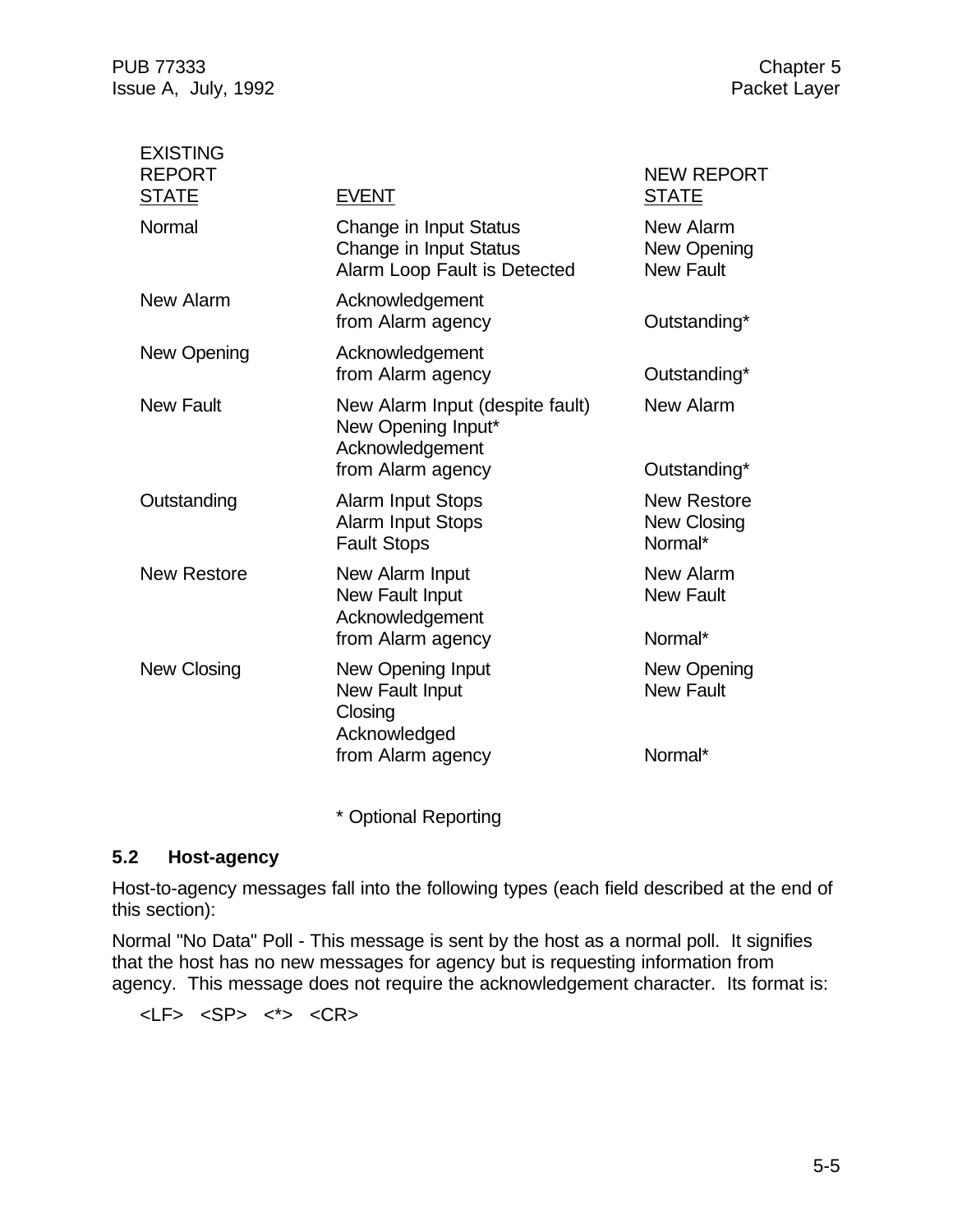| EXISTING REPORT STATE | EVENT | NEW REPORT STATE |
|---|---|---|
| Normal | Change in Input Status | New Alarm |
| | Change in Input Status | New Opening |
| | Alarm Loop Fault is Detected | New Fault |
| New Alarm | Acknowledgement from Alarm agency | Outstanding* |
| New Opening | Acknowledgement from Alarm agency | Outstanding* |
| New Fault | New Alarm Input (despite fault) | New Alarm |
| | New Opening Input* | |
| | Acknowledgement from Alarm agency | Outstanding* |
| Outstanding | Alarm Input Stops | New Restore |
| | Alarm Input Stops | New Closing |
| | Fault Stops | Normal* |
| New Restore | New Alarm Input | New Alarm |
| | New Fault Input | New Fault |
| | Acknowledgement from Alarm agency | Normal* |
| New Closing | New Opening Input | New Opening |
| | New Fault Input | New Fault |
| | Closing Acknowledged from Alarm agency | Normal* |

\* Optional Reporting

## 5.2 Host-agency

Host-to-agency messages fall into the following types (each field described at the end of this section):

Normal "No Data" Poll - This message is sent by the host as a normal poll. It signifies that the host has no new messages for agency but is requesting information from agency. This message does not require the acknowledgement character. Its format is:

<LF> <SP> <*> <CR>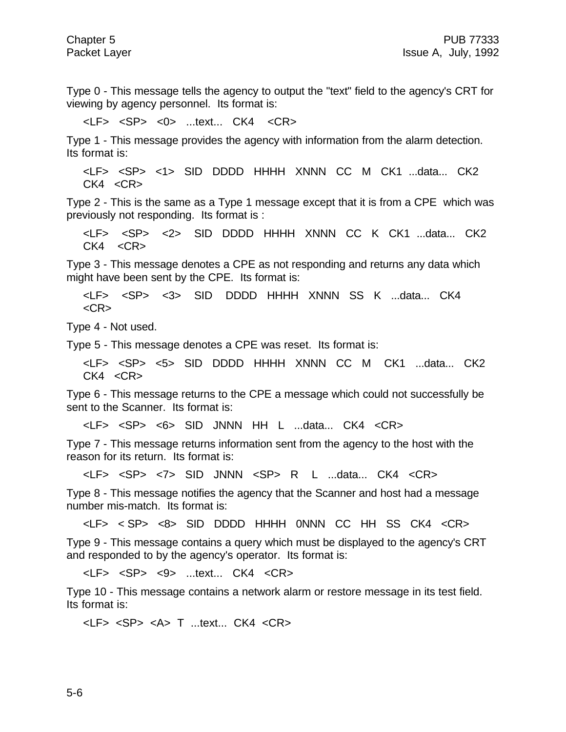Type 0 - This message tells the agency to output the "text" field to the agency's CRT for viewing by agency personnel. Its format is:

<LF> <SP> <0> ...text... CK4 <CR>

Type 1 - This message provides the agency with information from the alarm detection. Its format is:

<LF> <SP> <1> SID DDDD HHHH XNNN CC M CK1 ...data... CK2 CK4 <CR>

Type 2 - This is the same as a Type 1 message except that it is from a CPE which was previously not responding. Its format is :

<LF> <SP> <2> SID DDDD HHHH XNNN CC K CK1 ...data... CK2 CK4 <CR>

Type 3 - This message denotes a CPE as not responding and returns any data which might have been sent by the CPE. Its format is:

<LF> <SP> <3> SID DDDD HHHH XNNN SS K ...data... CK4 <CR>

Type 4 - Not used.

Type 5 - This message denotes a CPE was reset. Its format is:

<LF> <SP> <5> SID DDDD HHHH XNNN CC M CK1 ...data... CK2 CK4 <CR>

Type 6 - This message returns to the CPE a message which could not successfully be sent to the Scanner. Its format is:

<LF> <SP> <6> SID JNNN HH L ...data... CK4 <CR>

Type 7 - This message returns information sent from the agency to the host with the reason for its return. Its format is:

<LF> <SP> <7> SID JNNN <SP> R L ...data... CK4 <CR>

Type 8 - This message notifies the agency that the Scanner and host had a message number mis-match. Its format is:

<LF> < SP> <8> SID DDDD HHHH 0NNN CC HH SS CK4 <CR>

Type 9 - This message contains a query which must be displayed to the agency's CRT and responded to by the agency's operator. Its format is:

<LF> <SP> <9> ...text... CK4 <CR>

Type 10 - This message contains a network alarm or restore message in its test field. Its format is:

<LF> <SP> <A> T ...text... CK4 <CR>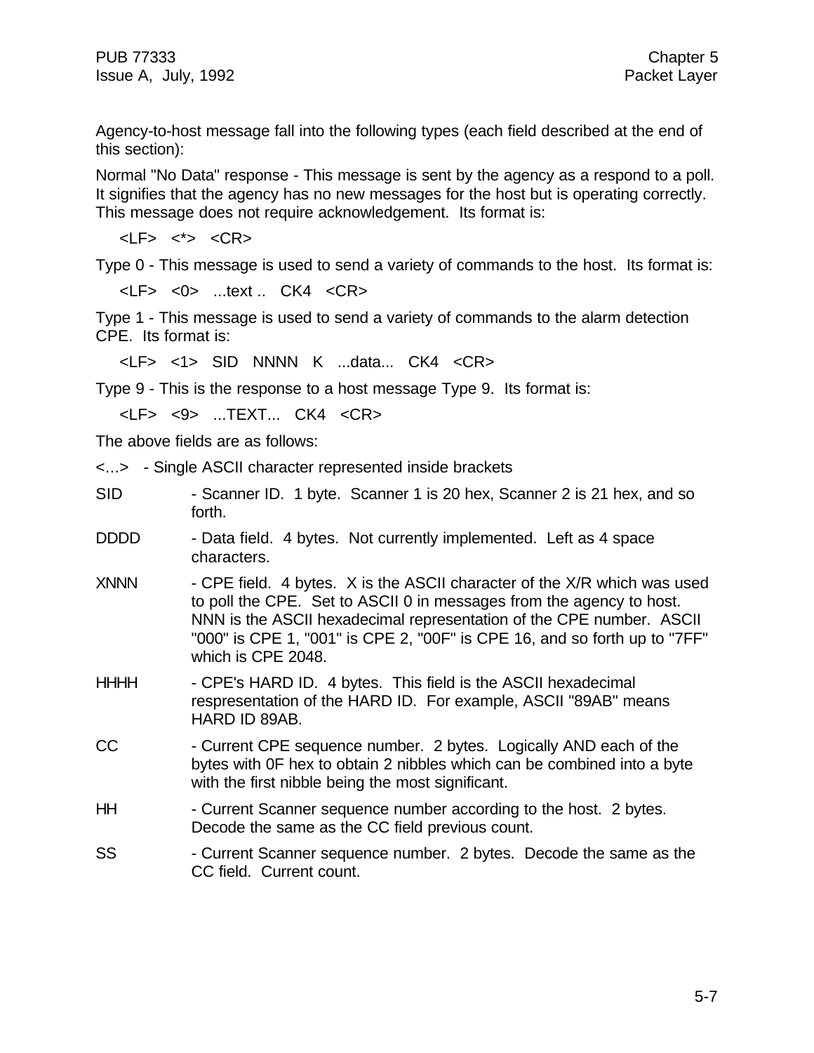Agency-to-host message fall into the following types (each field described at the end of this section):

Normal "No Data" response - This message is sent by the agency as a respond to a poll. It signifies that the agency has no new messages for the host but is operating correctly. This message does not require acknowledgement. Its format is:

<LF> <*> <CR>

Type 0 - This message is used to send a variety of commands to the host. Its format is:

<LF> <0> ...text .. CK4 <CR>

Type 1 - This message is used to send a variety of commands to the alarm detection CPE. Its format is:

<LF> <1> SID NNNN K ...data... CK4 <CR>

Type 9 - This is the response to a host message Type 9. Its format is:

<LF> <9> ...TEXT... CK4 <CR>

The above fields are as follows:

<...> - Single ASCII character represented inside brackets

SID - Scanner ID. 1 byte. Scanner 1 is 20 hex, Scanner 2 is 21 hex, and so forth.

DDDD - Data field. 4 bytes. Not currently implemented. Left as 4 space characters.

XNNN - CPE field. 4 bytes. X is the ASCII character of the X/R which was used to poll the CPE. Set to ASCII 0 in messages from the agency to host. NNN is the ASCII hexadecimal representation of the CPE number. ASCII "000" is CPE 1, "001" is CPE 2, "00F" is CPE 16, and so forth up to "7FF" which is CPE 2048.

HHHH - CPE's HARD ID. 4 bytes. This field is the ASCII hexadecimal respresentation of the HARD ID. For example, ASCII "89AB" means HARD ID 89AB.

CC - Current CPE sequence number. 2 bytes. Logically AND each of the bytes with 0F hex to obtain 2 nibbles which can be combined into a byte with the first nibble being the most significant.

HH - Current Scanner sequence number according to the host. 2 bytes. Decode the same as the CC field previous count.

SS - Current Scanner sequence number. 2 bytes. Decode the same as the CC field. Current count.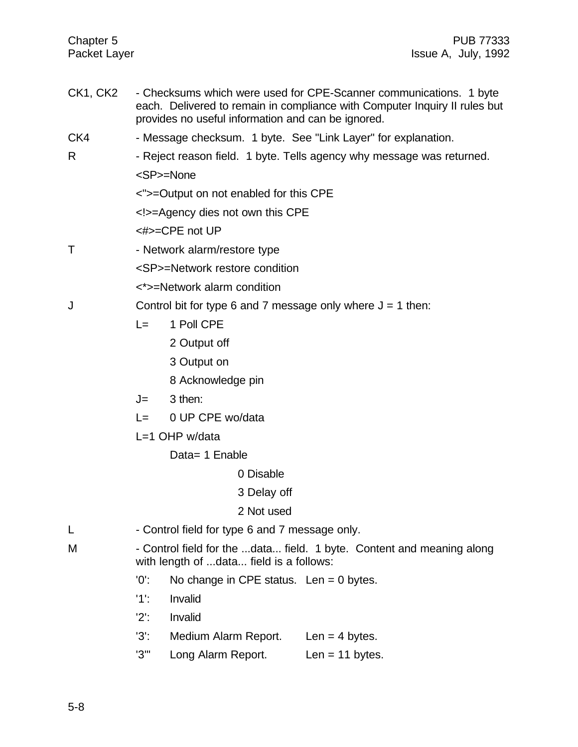CK1, CK2 - Checksums which were used for CPE-Scanner communications. 1 byte each. Delivered to remain in compliance with Computer Inquiry II rules but provides no useful information and can be ignored.

CK4 - Message checksum. 1 byte. See "Link Layer" for explanation.

R - Reject reason field. 1 byte. Tells agency why message was returned.

<SP>=None

<">=Output on not enabled for this CPE

<!>=Agency dies not own this CPE

<#>=CPE not UP

T - Network alarm/restore type

<SP>=Network restore condition

<*>=Network alarm condition

J Control bit for type 6 and 7 message only where J = 1 then:

L= 1 Poll CPE

2 Output off

3 Output on

8 Acknowledge pin

J= 3 then:

L= 0 UP CPE wo/data

L=1 OHP w/data

Data= 1 Enable

0 Disable

3 Delay off

2 Not used

L - Control field for type 6 and 7 message only.

M - Control field for the ...data... field. 1 byte. Content and meaning along with length of ...data... field is a follows:

'0': No change in CPE status. Len = 0 bytes.

'1': Invalid

'2': Invalid

'3': Medium Alarm Report. Len = 4 bytes.

'3'' Long Alarm Report. Len = 11 bytes.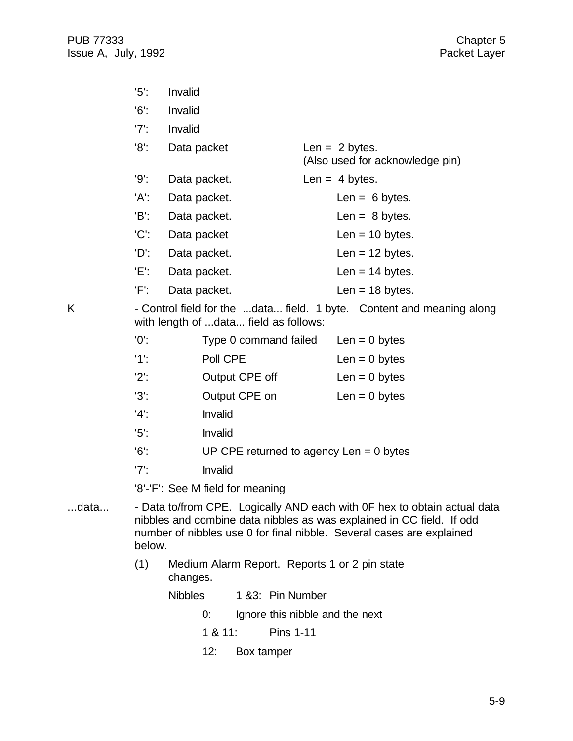'5': Invalid

'6': Invalid

'7': Invalid

'8': Data packet Len = 2 bytes.
(Also used for acknowledge pin)

'9': Data packet. Len = 4 bytes.

'A': Data packet. Len = 6 bytes.

'B': Data packet. Len = 8 bytes.

'C': Data packet Len = 10 bytes.

'D': Data packet. Len = 12 bytes.

'E': Data packet. Len = 14 bytes.

'F': Data packet. Len = 18 bytes.

K - Control field for the ...data... field. 1 byte. Content and meaning along with length of ...data... field as follows:

'0': Type 0 command failed Len = 0 bytes

'1': Poll CPE Len = 0 bytes

'2': Output CPE off Len = 0 bytes

'3': Output CPE on Len = 0 bytes

'4': Invalid

'5': Invalid

'6': UP CPE returned to agency Len = 0 bytes

'7': Invalid

'8'-'F': See M field for meaning

...data... - Data to/from CPE. Logically AND each with 0F hex to obtain actual data nibbles and combine data nibbles as was explained in CC field. If odd number of nibbles use 0 for final nibble. Several cases are explained below.

(1) Medium Alarm Report. Reports 1 or 2 pin state changes.

Nibbles 1 &3: Pin Number

0: Ignore this nibble and the next

1 & 11: Pins 1-11

12: Box tamper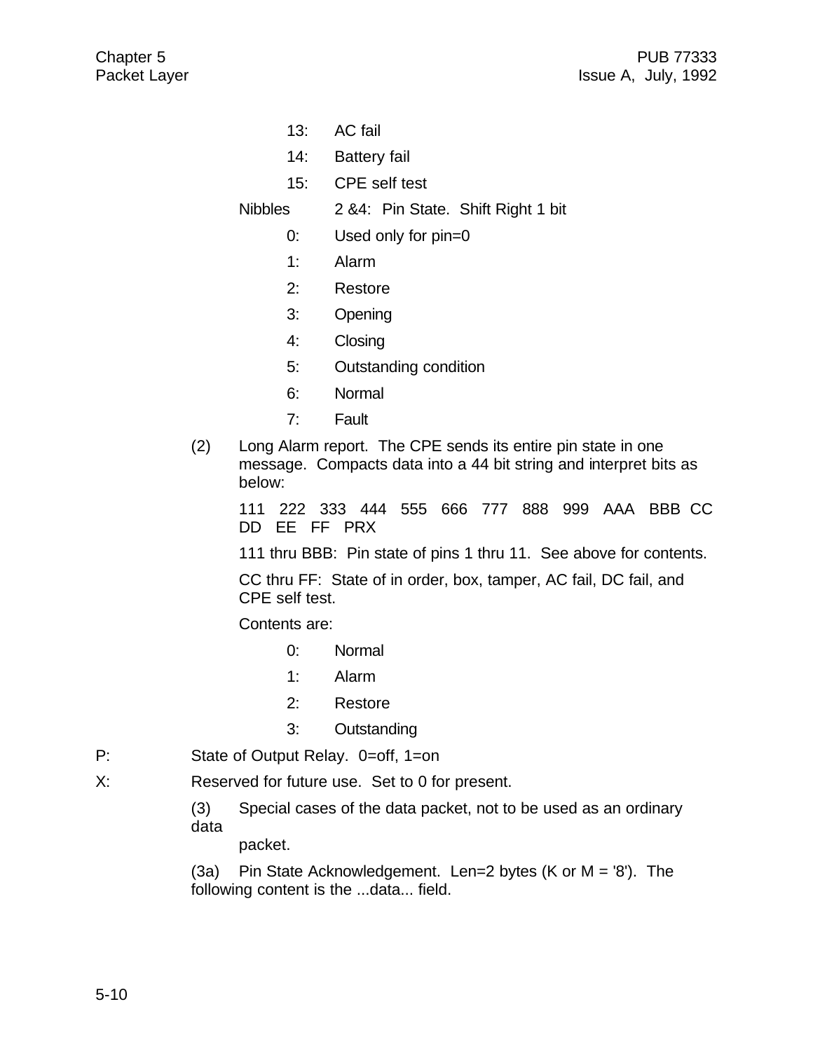13: AC fail

14: Battery fail

15: CPE self test

Nibbles 2 &4: Pin State. Shift Right 1 bit

0: Used only for pin=0

1: Alarm

2: Restore

3: Opening

4: Closing

5: Outstanding condition

6: Normal

7: Fault

(2) Long Alarm report. The CPE sends its entire pin state in one message. Compacts data into a 44 bit string and interpret bits as below:

111 222 333 444 555 666 777 888 999 AAA BBB CC DD EE FF PRX

111 thru BBB: Pin state of pins 1 thru 11. See above for contents.

CC thru FF: State of in order, box, tamper, AC fail, DC fail, and CPE self test.

Contents are:

0: Normal

1: Alarm

2: Restore

3: Outstanding

P: State of Output Relay. 0=off, 1=on

X: Reserved for future use. Set to 0 for present.

(3) Special cases of the data packet, not to be used as an ordinary data packet.

(3a) Pin State Acknowledgement. Len=2 bytes (K or M = '8'). The following content is the ...data... field.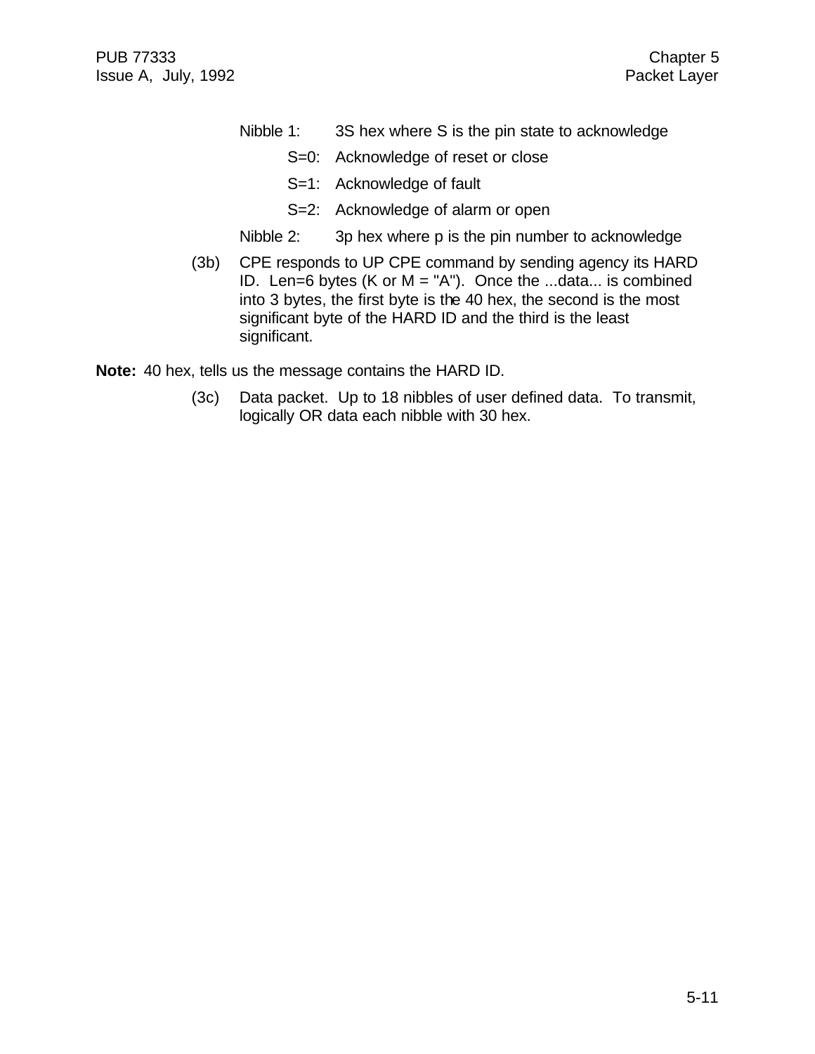Nibble 1: 3S hex where S is the pin state to acknowledge

- S=0: Acknowledge of reset or close
- S=1: Acknowledge of fault
- S=2: Acknowledge of alarm or open

Nibble 2: 3p hex where p is the pin number to acknowledge

(3b) CPE responds to UP CPE command by sending agency its HARD ID. Len=6 bytes (K or M = "A"). Once the ...data... is combined into 3 bytes, the first byte is the 40 hex, the second is the most significant byte of the HARD ID and the third is the least significant.

**Note:** 40 hex, tells us the message contains the HARD ID.

(3c) Data packet. Up to 18 nibbles of user defined data. To transmit, logically OR data each nibble with 30 hex.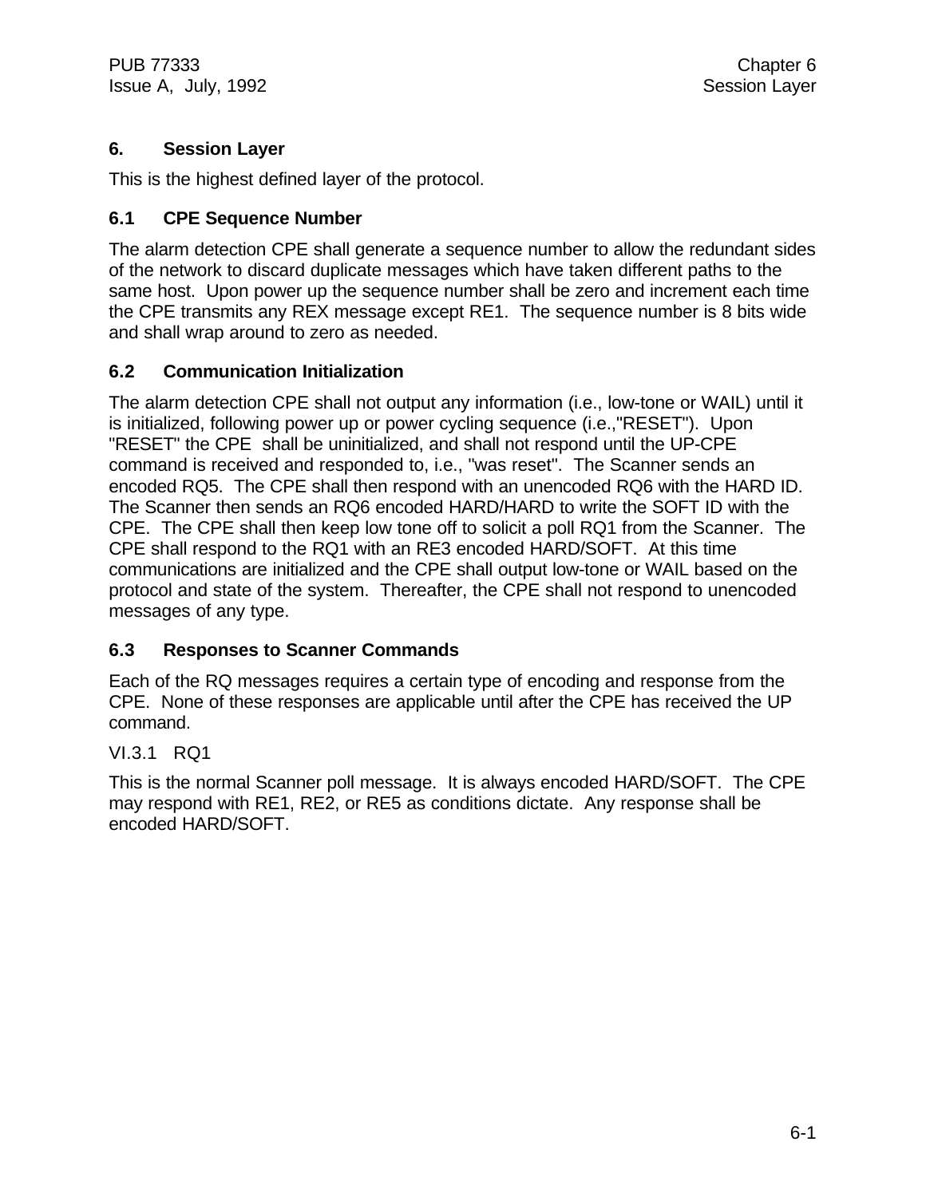# 6. Session Layer

This is the highest defined layer of the protocol.

## 6.1 CPE Sequence Number

The alarm detection CPE shall generate a sequence number to allow the redundant sides of the network to discard duplicate messages which have taken different paths to the same host. Upon power up the sequence number shall be zero and increment each time the CPE transmits any REX message except RE1. The sequence number is 8 bits wide and shall wrap around to zero as needed.

## 6.2 Communication Initialization

The alarm detection CPE shall not output any information (i.e., low-tone or WAIL) until it is initialized, following power up or power cycling sequence (i.e.,"RESET"). Upon "RESET" the CPE shall be uninitialized, and shall not respond until the UP-CPE command is received and responded to, i.e., "was reset". The Scanner sends an encoded RQ5. The CPE shall then respond with an unencoded RQ6 with the HARD ID. The Scanner then sends an RQ6 encoded HARD/HARD to write the SOFT ID with the CPE. The CPE shall then keep low tone off to solicit a poll RQ1 from the Scanner. The CPE shall respond to the RQ1 with an RE3 encoded HARD/SOFT. At this time communications are initialized and the CPE shall output low-tone or WAIL based on the protocol and state of the system. Thereafter, the CPE shall not respond to unencoded messages of any type.

## 6.3 Responses to Scanner Commands

Each of the RQ messages requires a certain type of encoding and response from the CPE. None of these responses are applicable until after the CPE has received the UP command.

VI.3.1 RQ1

This is the normal Scanner poll message. It is always encoded HARD/SOFT. The CPE may respond with RE1, RE2, or RE5 as conditions dictate. Any response shall be encoded HARD/SOFT.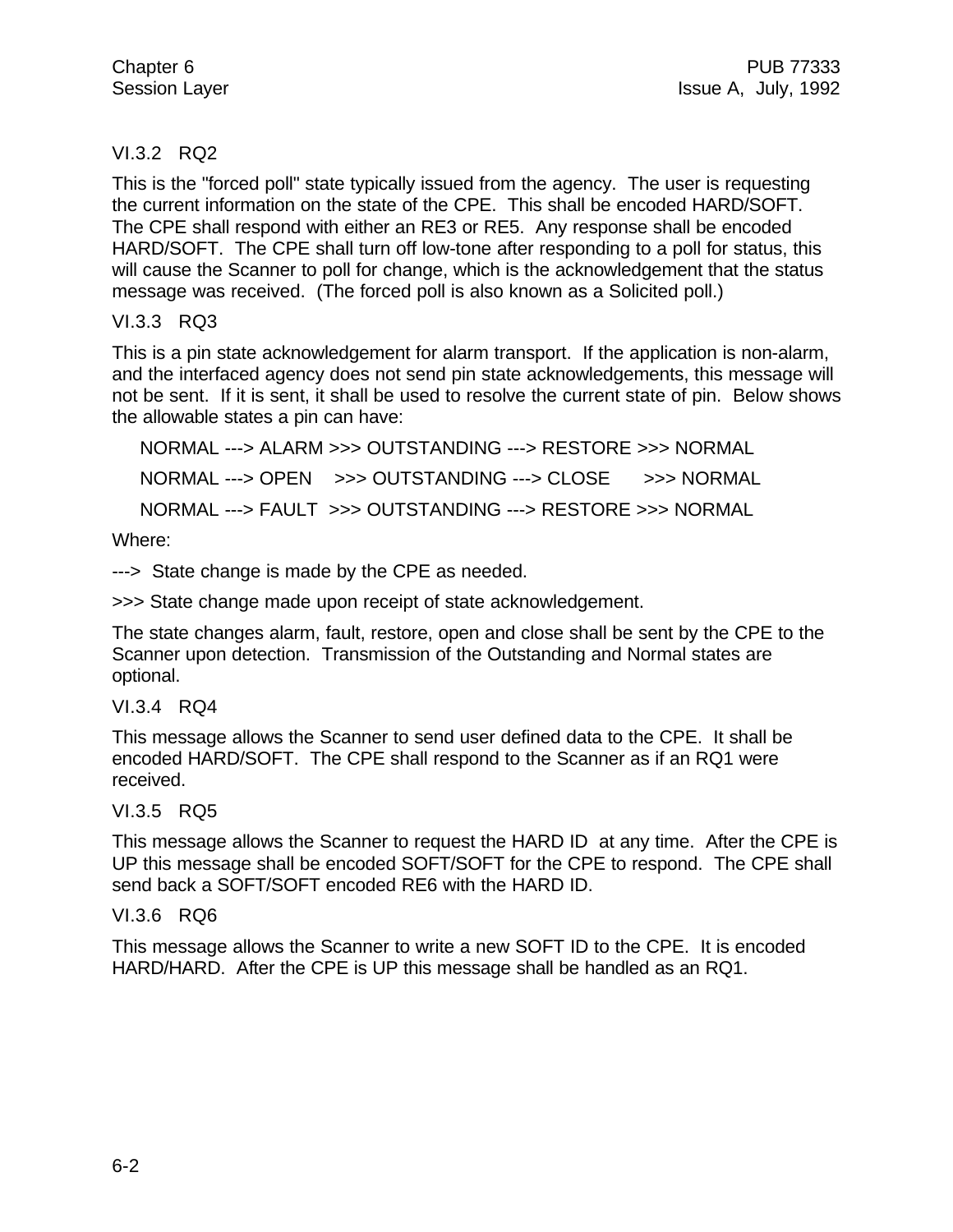### VI.3.2 RQ2

This is the "forced poll" state typically issued from the agency. The user is requesting the current information on the state of the CPE. This shall be encoded HARD/SOFT. The CPE shall respond with either an RE3 or RE5. Any response shall be encoded HARD/SOFT. The CPE shall turn off low-tone after responding to a poll for status, this will cause the Scanner to poll for change, which is the acknowledgement that the status message was received. (The forced poll is also known as a Solicited poll.)

### VI.3.3 RQ3

This is a pin state acknowledgement for alarm transport. If the application is non-alarm, and the interfaced agency does not send pin state acknowledgements, this message will not be sent. If it is sent, it shall be used to resolve the current state of pin. Below shows the allowable states a pin can have:

```
NORMAL ---> ALARM >>> OUTSTANDING ---> RESTORE >>> NORMAL
NORMAL ---> OPEN  >>> OUTSTANDING ---> CLOSE   >>> NORMAL
NORMAL ---> FAULT >>> OUTSTANDING ---> RESTORE >>> NORMAL
```

Where:

---> State change is made by the CPE as needed.

>>> State change made upon receipt of state acknowledgement.

The state changes alarm, fault, restore, open and close shall be sent by the CPE to the Scanner upon detection. Transmission of the Outstanding and Normal states are optional.

### VI.3.4 RQ4

This message allows the Scanner to send user defined data to the CPE. It shall be encoded HARD/SOFT. The CPE shall respond to the Scanner as if an RQ1 were received.

### VI.3.5 RQ5

This message allows the Scanner to request the HARD ID at any time. After the CPE is UP this message shall be encoded SOFT/SOFT for the CPE to respond. The CPE shall send back a SOFT/SOFT encoded RE6 with the HARD ID.

### VI.3.6 RQ6

This message allows the Scanner to write a new SOFT ID to the CPE. It is encoded HARD/HARD. After the CPE is UP this message shall be handled as an RQ1.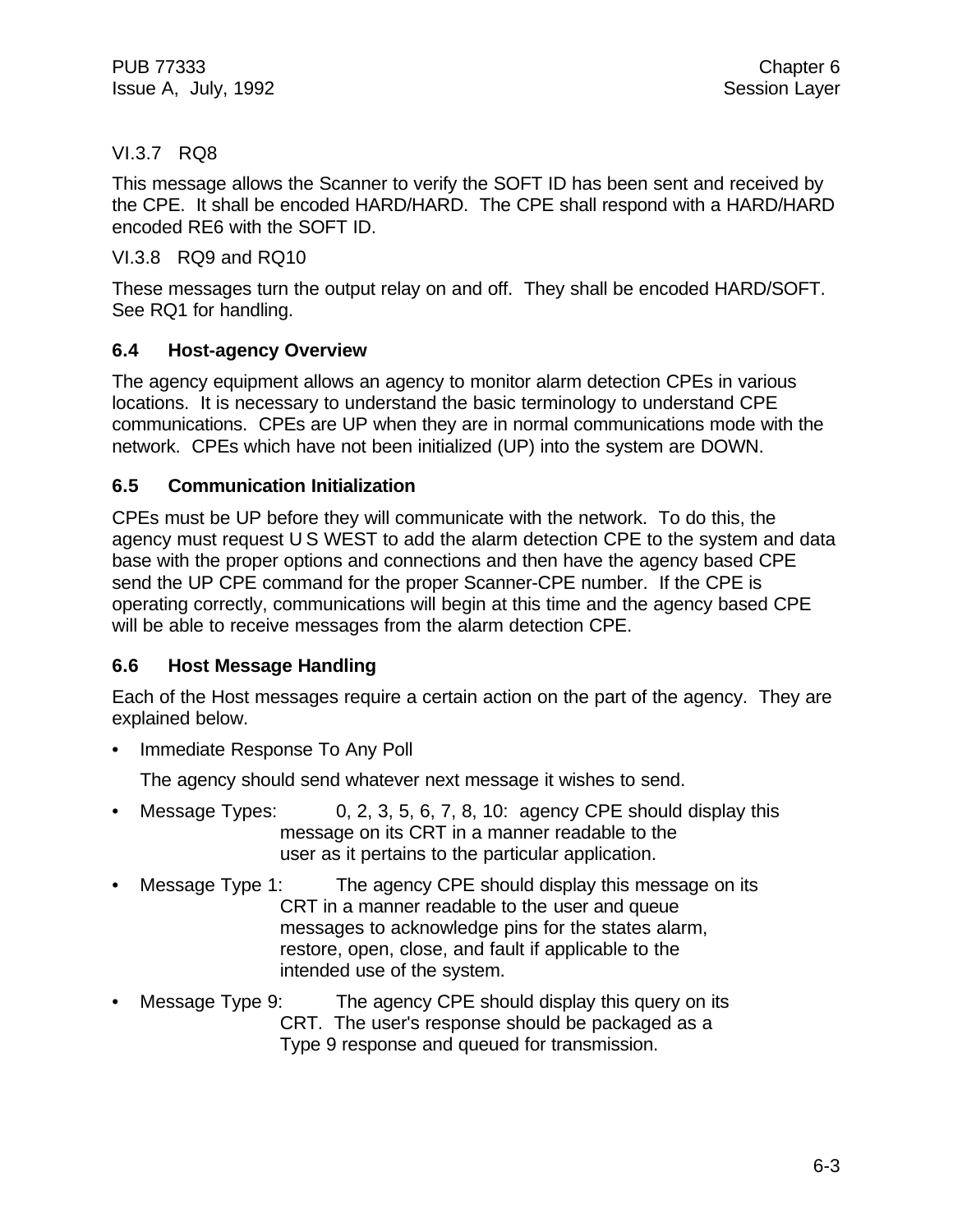VI.3.7 RQ8

This message allows the Scanner to verify the SOFT ID has been sent and received by the CPE. It shall be encoded HARD/HARD. The CPE shall respond with a HARD/HARD encoded RE6 with the SOFT ID.

VI.3.8 RQ9 and RQ10

These messages turn the output relay on and off. They shall be encoded HARD/SOFT. See RQ1 for handling.

## 6.4 Host-agency Overview

The agency equipment allows an agency to monitor alarm detection CPEs in various locations. It is necessary to understand the basic terminology to understand CPE communications. CPEs are UP when they are in normal communications mode with the network. CPEs which have not been initialized (UP) into the system are DOWN.

## 6.5 Communication Initialization

CPEs must be UP before they will communicate with the network. To do this, the agency must request U S WEST to add the alarm detection CPE to the system and data base with the proper options and connections and then have the agency based CPE send the UP CPE command for the proper Scanner-CPE number. If the CPE is operating correctly, communications will begin at this time and the agency based CPE will be able to receive messages from the alarm detection CPE.

## 6.6 Host Message Handling

Each of the Host messages require a certain action on the part of the agency. They are explained below.

- Immediate Response To Any Poll

  The agency should send whatever next message it wishes to send.

- Message Types: 0, 2, 3, 5, 6, 7, 8, 10: agency CPE should display this message on its CRT in a manner readable to the user as it pertains to the particular application.

- Message Type 1: The agency CPE should display this message on its CRT in a manner readable to the user and queue messages to acknowledge pins for the states alarm, restore, open, close, and fault if applicable to the intended use of the system.

- Message Type 9: The agency CPE should display this query on its CRT. The user's response should be packaged as a Type 9 response and queued for transmission.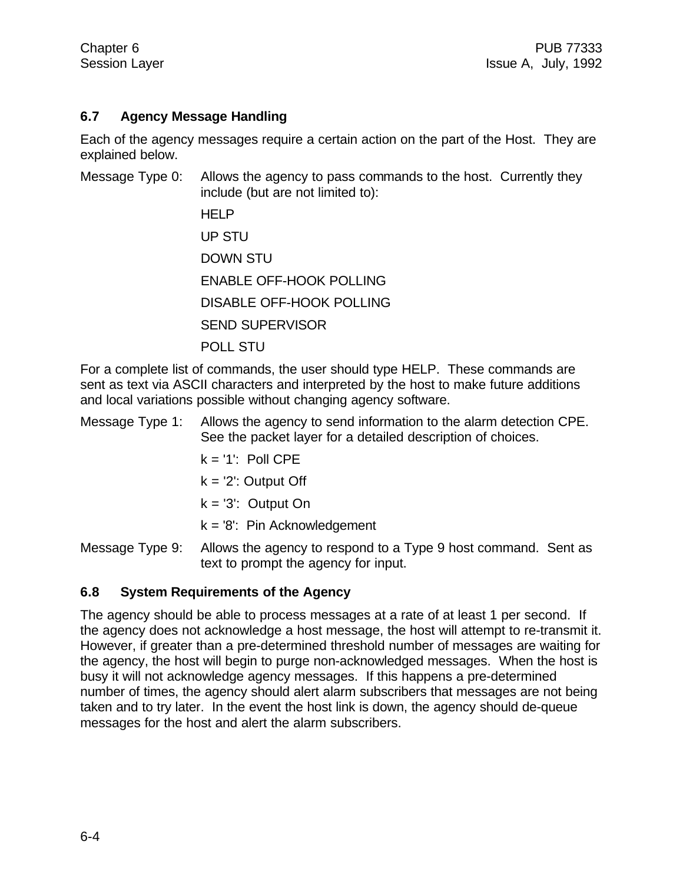## 6.7 Agency Message Handling

Each of the agency messages require a certain action on the part of the Host. They are explained below.

Message Type 0: Allows the agency to pass commands to the host. Currently they include (but are not limited to):

HELP

UP STU

DOWN STU

ENABLE OFF-HOOK POLLING

DISABLE OFF-HOOK POLLING

SEND SUPERVISOR

POLL STU

For a complete list of commands, the user should type HELP. These commands are sent as text via ASCII characters and interpreted by the host to make future additions and local variations possible without changing agency software.

Message Type 1: Allows the agency to send information to the alarm detection CPE. See the packet layer for a detailed description of choices.

k = '1': Poll CPE

k = '2': Output Off

k = '3': Output On

k = '8': Pin Acknowledgement

Message Type 9: Allows the agency to respond to a Type 9 host command. Sent as text to prompt the agency for input.

## 6.8 System Requirements of the Agency

The agency should be able to process messages at a rate of at least 1 per second. If the agency does not acknowledge a host message, the host will attempt to re-transmit it. However, if greater than a pre-determined threshold number of messages are waiting for the agency, the host will begin to purge non-acknowledged messages. When the host is busy it will not acknowledge agency messages. If this happens a pre-determined number of times, the agency should alert alarm subscribers that messages are not being taken and to try later. In the event the host link is down, the agency should de-queue messages for the host and alert the alarm subscribers.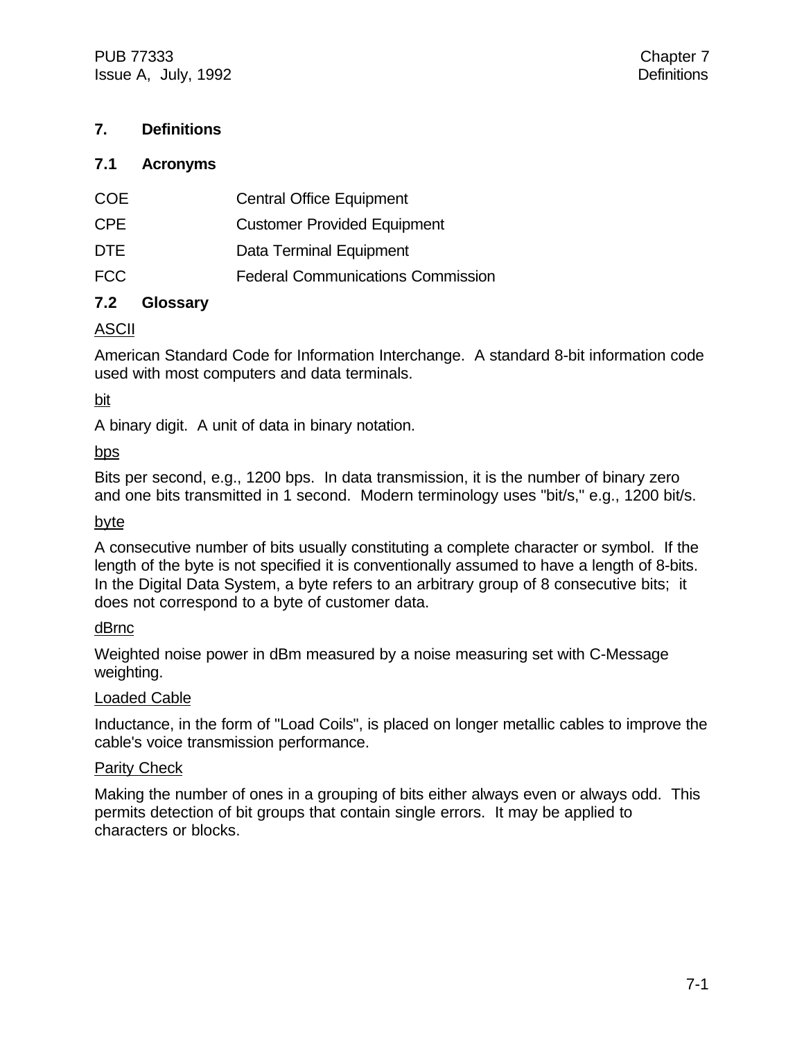# 7. Definitions

## 7.1 Acronyms

| | |
|---|---|
| COE | Central Office Equipment |
| CPE | Customer Provided Equipment |
| DTE | Data Terminal Equipment |
| FCC | Federal Communications Commission |

## 7.2 Glossary

<u>ASCII</u>

American Standard Code for Information Interchange. A standard 8-bit information code used with most computers and data terminals.

<u>bit</u>

A binary digit. A unit of data in binary notation.

<u>bps</u>

Bits per second, e.g., 1200 bps. In data transmission, it is the number of binary zero and one bits transmitted in 1 second. Modern terminology uses "bit/s," e.g., 1200 bit/s.

<u>byte</u>

A consecutive number of bits usually constituting a complete character or symbol. If the length of the byte is not specified it is conventionally assumed to have a length of 8-bits. In the Digital Data System, a byte refers to an arbitrary group of 8 consecutive bits; it does not correspond to a byte of customer data.

<u>dBrnc</u>

Weighted noise power in dBm measured by a noise measuring set with C-Message weighting.

<u>Loaded Cable</u>

Inductance, in the form of "Load Coils", is placed on longer metallic cables to improve the cable's voice transmission performance.

<u>Parity Check</u>

Making the number of ones in a grouping of bits either always even or always odd. This permits detection of bit groups that contain single errors. It may be applied to characters or blocks.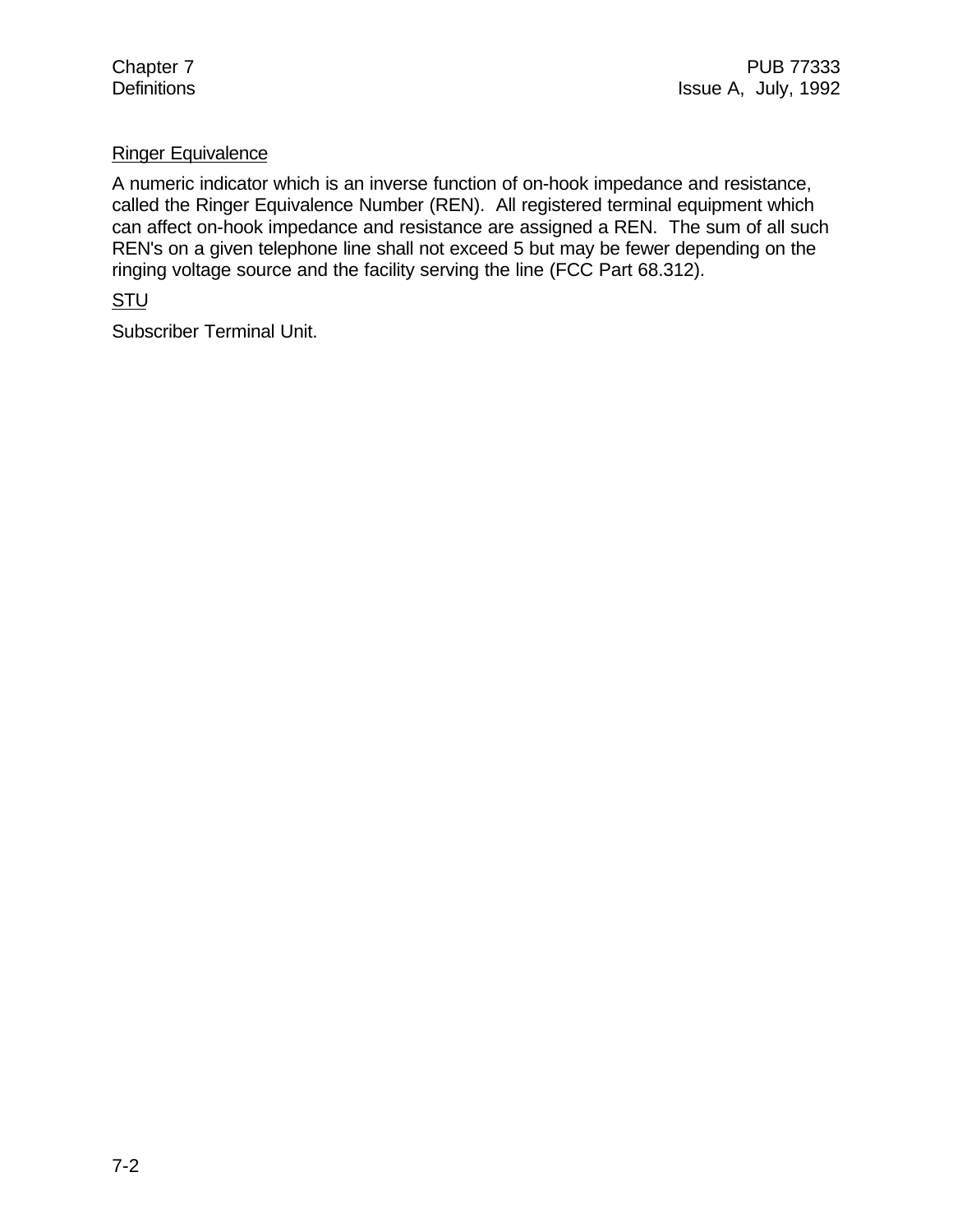Ringer Equivalence

A numeric indicator which is an inverse function of on-hook impedance and resistance, called the Ringer Equivalence Number (REN). All registered terminal equipment which can affect on-hook impedance and resistance are assigned a REN. The sum of all such REN's on a given telephone line shall not exceed 5 but may be fewer depending on the ringing voltage source and the facility serving the line (FCC Part 68.312).

STU

Subscriber Terminal Unit.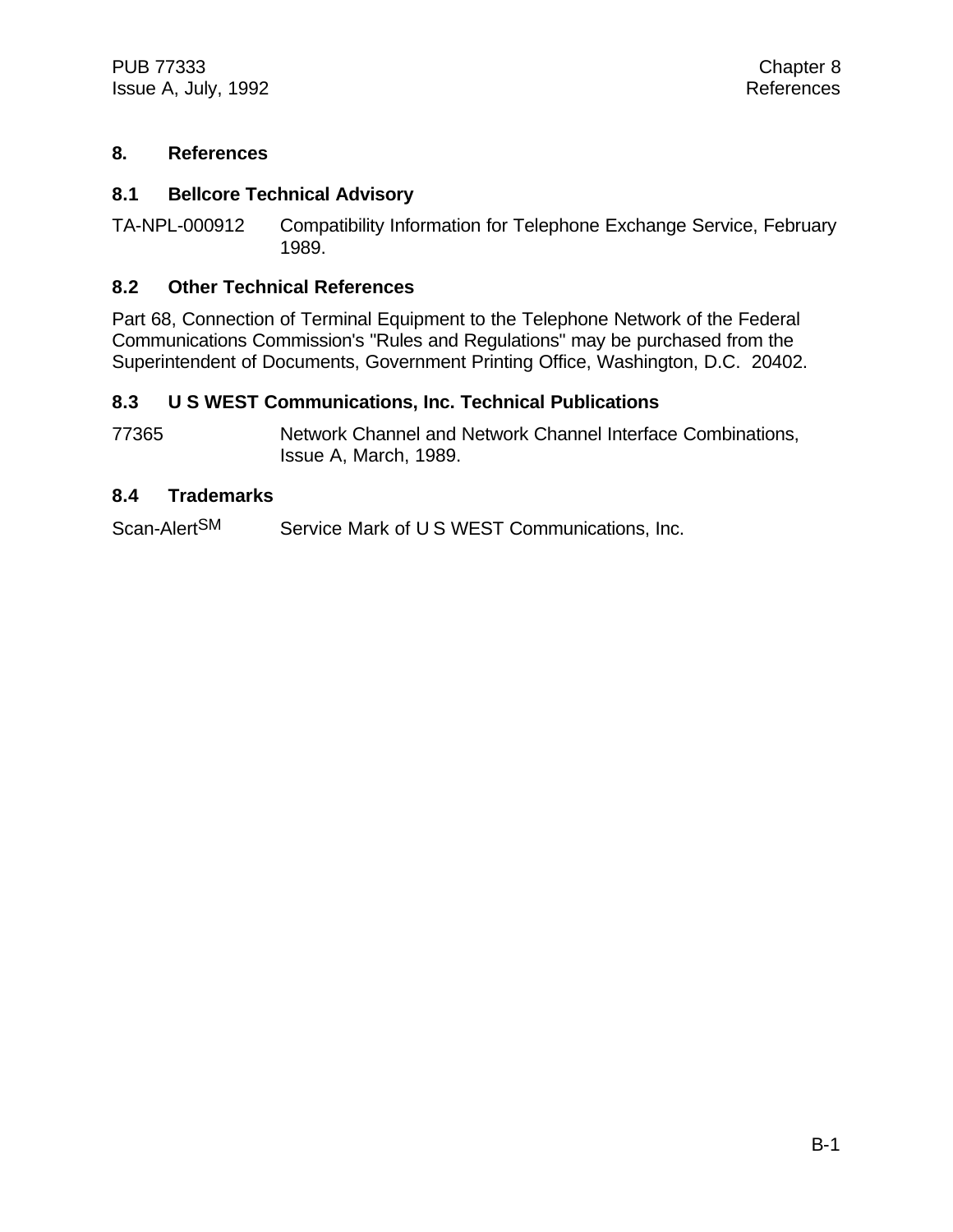# 8. References

## 8.1 Bellcore Technical Advisory

TA-NPL-000912 Compatibility Information for Telephone Exchange Service, February 1989.

## 8.2 Other Technical References

Part 68, Connection of Terminal Equipment to the Telephone Network of the Federal Communications Commission's "Rules and Regulations" may be purchased from the Superintendent of Documents, Government Printing Office, Washington, D.C. 20402.

## 8.3 U S WEST Communications, Inc. Technical Publications

77365 Network Channel and Network Channel Interface Combinations, Issue A, March, 1989.

## 8.4 Trademarks

Scan-Alert[SM] Service Mark of U S WEST Communications, Inc.